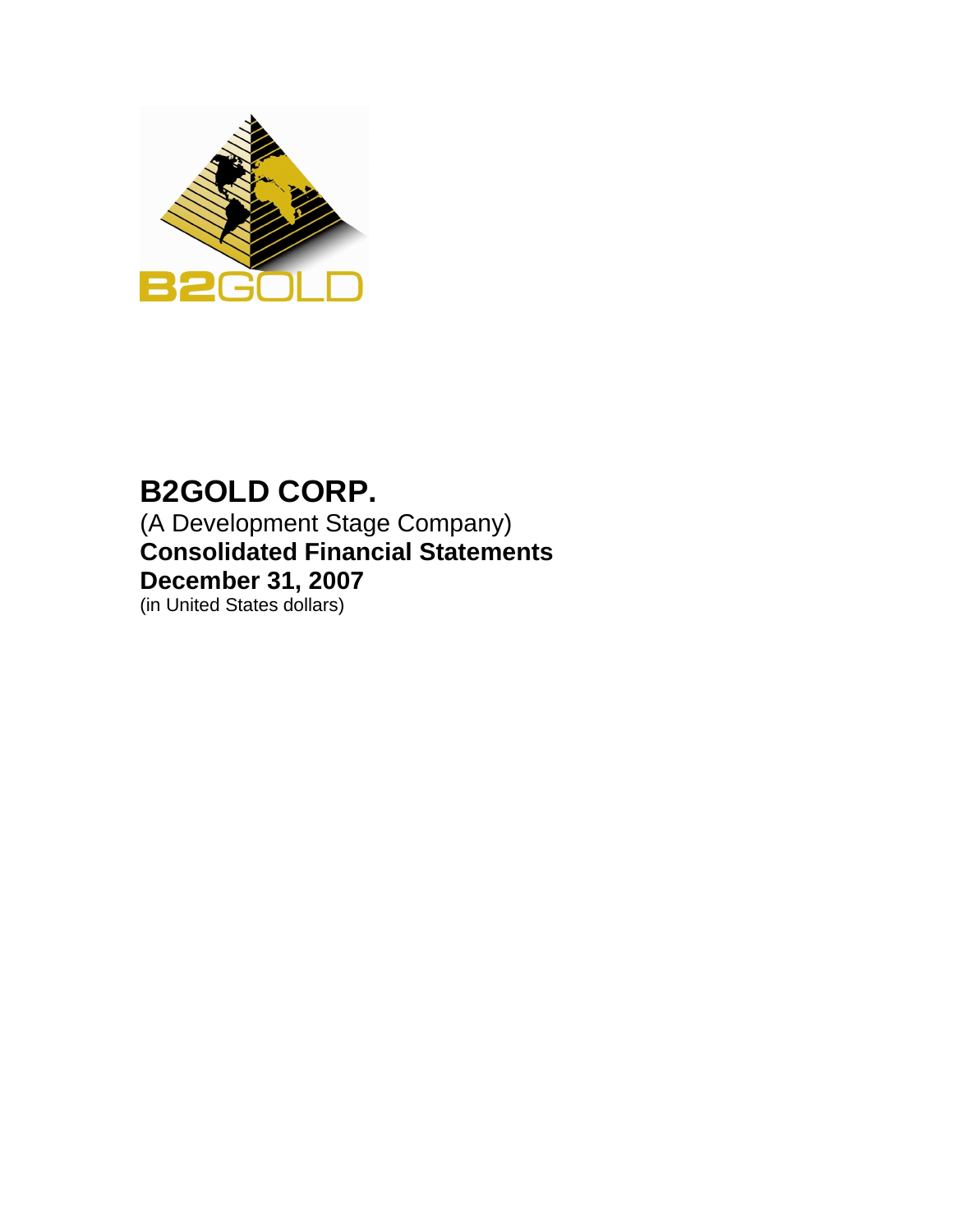# B2GOLD CORP.

(A Development Stage Company)

**Consolidated Financial Statements**

**December 31, 2007**

(in United States dollars)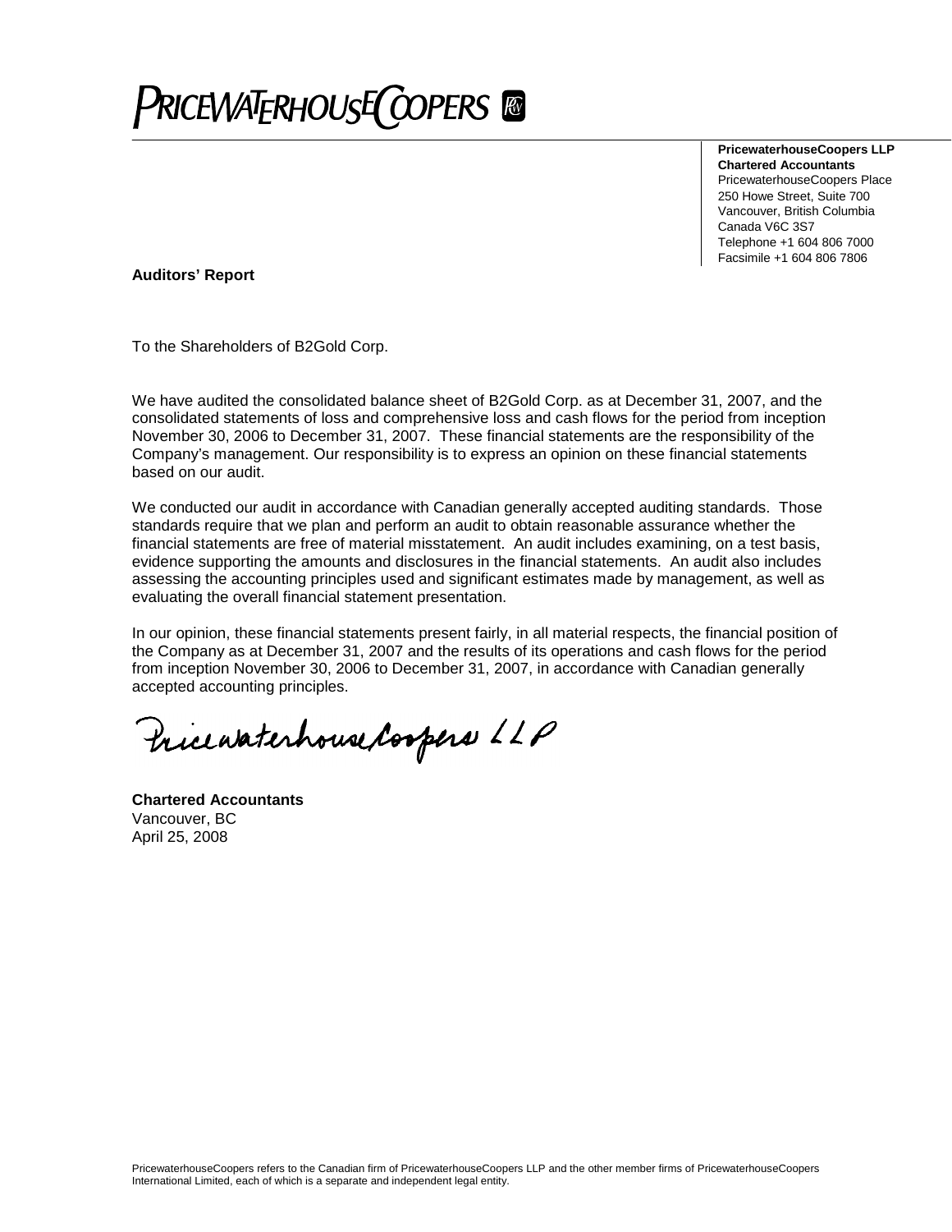# PRICEWATERHOUSECOOPERS

**PricewaterhouseCoopers LLP**
**Chartered Accountants**
PricewaterhouseCoopers Place
250 Howe Street, Suite 700
Vancouver, British Columbia
Canada V6C 3S7
Telephone +1 604 806 7000
Facsimile +1 604 806 7806

**Auditors' Report**

To the Shareholders of B2Gold Corp.

We have audited the consolidated balance sheet of B2Gold Corp. as at December 31, 2007, and the consolidated statements of loss and comprehensive loss and cash flows for the period from inception November 30, 2006 to December 31, 2007. These financial statements are the responsibility of the Company's management. Our responsibility is to express an opinion on these financial statements based on our audit.

We conducted our audit in accordance with Canadian generally accepted auditing standards. Those standards require that we plan and perform an audit to obtain reasonable assurance whether the financial statements are free of material misstatement. An audit includes examining, on a test basis, evidence supporting the amounts and disclosures in the financial statements. An audit also includes assessing the accounting principles used and significant estimates made by management, as well as evaluating the overall financial statement presentation.

In our opinion, these financial statements present fairly, in all material respects, the financial position of the Company as at December 31, 2007 and the results of its operations and cash flows for the period from inception November 30, 2006 to December 31, 2007, in accordance with Canadian generally accepted accounting principles.

PricewaterhouseCoopers LLP

**Chartered Accountants**
Vancouver, BC
April 25, 2008

PricewaterhouseCoopers refers to the Canadian firm of PricewaterhouseCoopers LLP and the other member firms of PricewaterhouseCoopers International Limited, each of which is a separate and independent legal entity.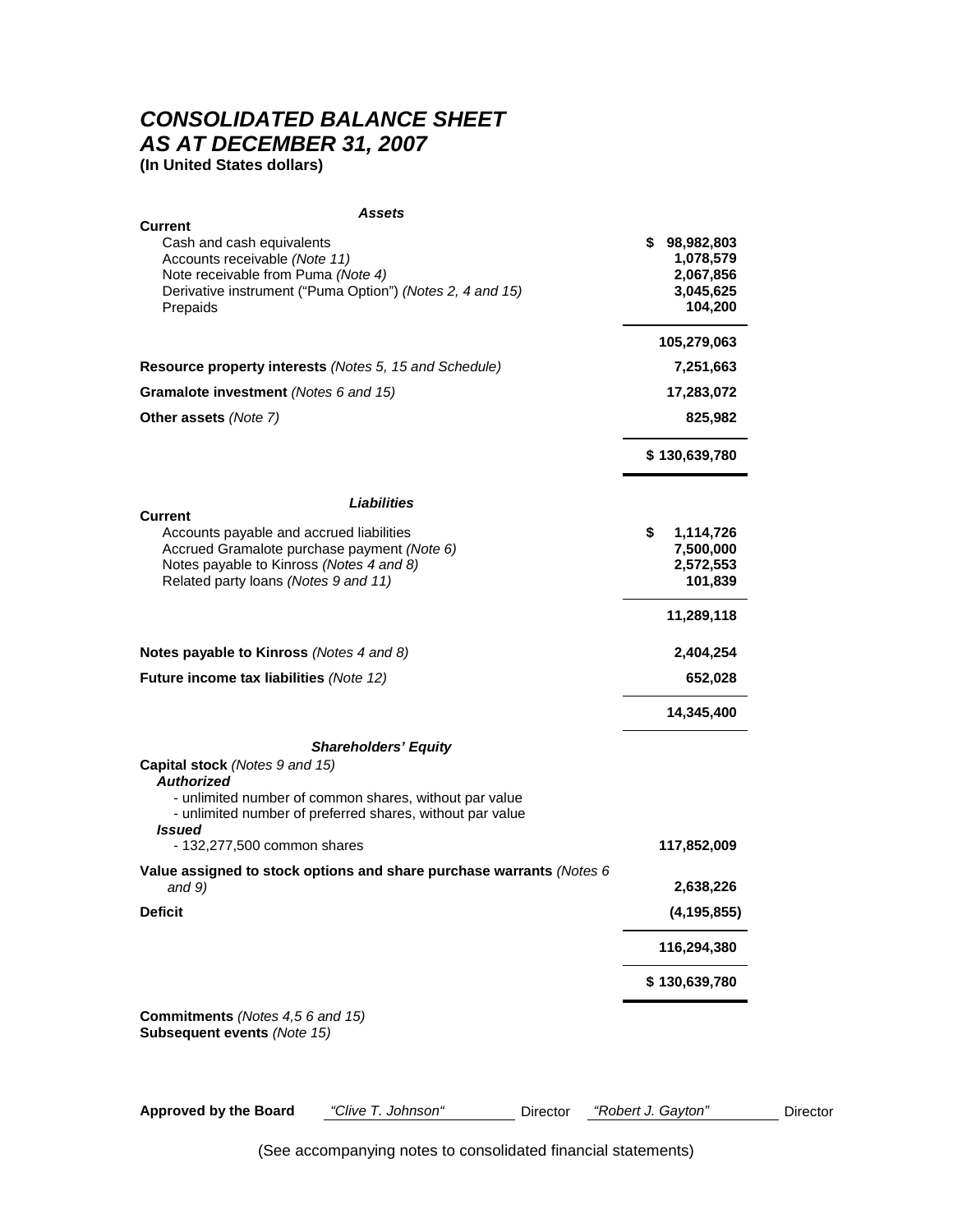# CONSOLIDATED BALANCE SHEET
# AS AT DECEMBER 31, 2007

**(In United States dollars)**

| | |
|---|---|
| ***Assets*** | |
| **Current** | |
| Cash and cash equivalents | **$ 98,982,803** |
| Accounts receivable *(Note 11)* | **1,078,579** |
| Note receivable from Puma *(Note 4)* | **2,067,856** |
| Derivative instrument ("Puma Option") *(Notes 2, 4 and 15)* | **3,045,625** |
| Prepaids | **104,200** |
| | **105,279,063** |
| **Resource property interests** *(Notes 5, 15 and Schedule)* | **7,251,663** |
| **Gramalote investment** *(Notes 6 and 15)* | **17,283,072** |
| **Other assets** *(Note 7)* | **825,982** |
| | **$ 130,639,780** |
| ***Liabilities*** | |
| **Current** | |
| Accounts payable and accrued liabilities | **$ 1,114,726** |
| Accrued Gramalote purchase payment *(Note 6)* | **7,500,000** |
| Notes payable to Kinross *(Notes 4 and 8)* | **2,572,553** |
| Related party loans *(Notes 9 and 11)* | **101,839** |
| | **11,289,118** |
| **Notes payable to Kinross** *(Notes 4 and 8)* | **2,404,254** |
| **Future income tax liabilities** *(Note 12)* | **652,028** |
| | **14,345,400** |
| ***Shareholders' Equity*** | |
| **Capital stock** *(Notes 9 and 15)* | |
| ***Authorized*** | |
| - unlimited number of common shares, without par value | |
| - unlimited number of preferred shares, without par value | |
| ***Issued*** | |
| - 132,277,500 common shares | **117,852,009** |
| **Value assigned to stock options and share purchase warrants** *(Notes 6 and 9)* | **2,638,226** |
| **Deficit** | **(4,195,855)** |
| | **116,294,380** |
| | **$ 130,639,780** |

**Commitments** *(Notes 4,5 6 and 15)*
**Subsequent events** *(Note 15)*

**Approved by the Board** *"Clive T. Johnson"* Director *"Robert J. Gayton"* Director

(See accompanying notes to consolidated financial statements)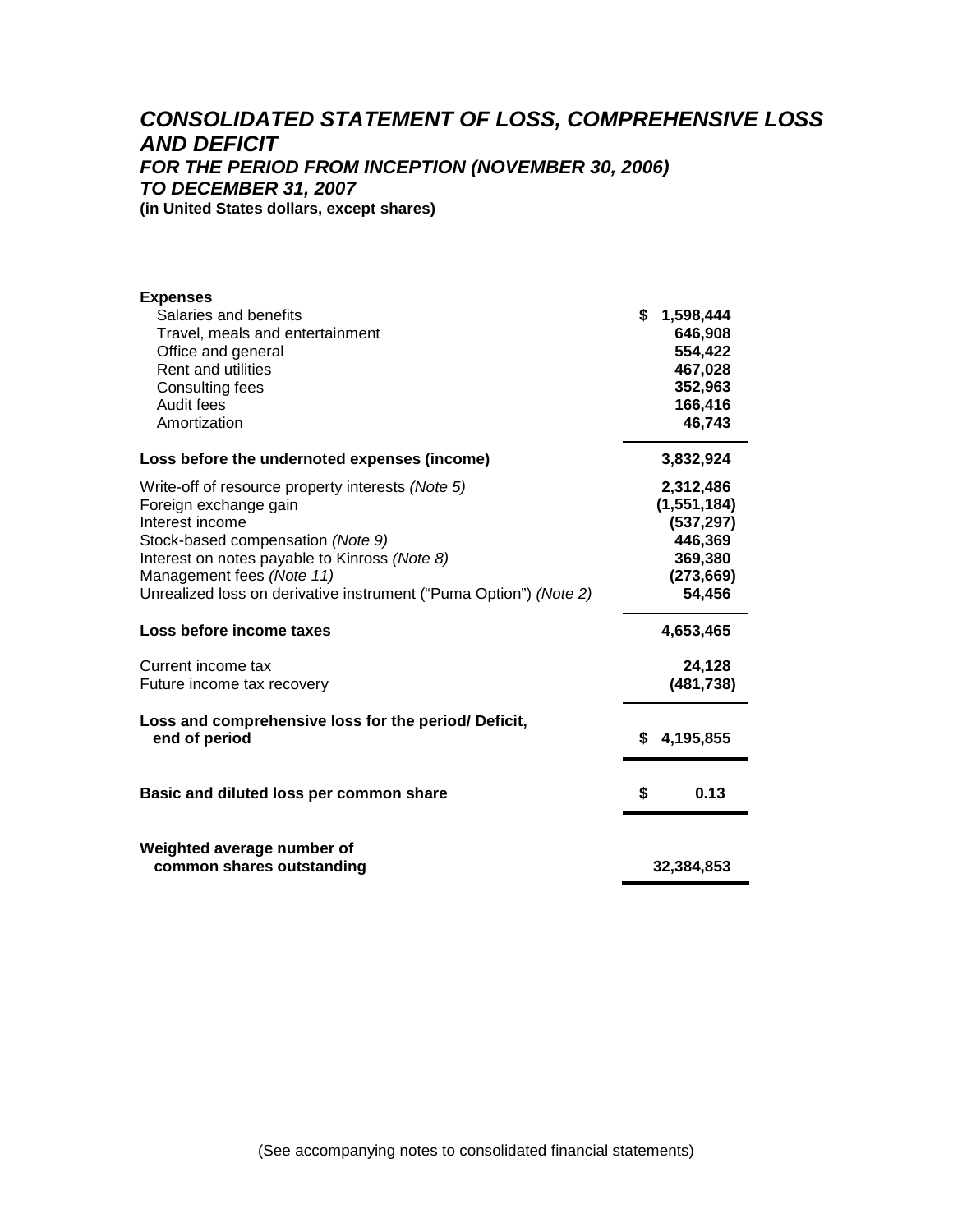# *CONSOLIDATED STATEMENT OF LOSS, COMPREHENSIVE LOSS AND DEFICIT*
### *FOR THE PERIOD FROM INCEPTION (NOVEMBER 30, 2006) TO DECEMBER 31, 2007*
**(in United States dollars, except shares)**

| | |
|---|---|
| **Expenses** | |
| Salaries and benefits | **$ 1,598,444** |
| Travel, meals and entertainment | **646,908** |
| Office and general | **554,422** |
| Rent and utilities | **467,028** |
| Consulting fees | **352,963** |
| Audit fees | **166,416** |
| Amortization | **46,743** |
| **Loss before the undernoted expenses (income)** | **3,832,924** |
| Write-off of resource property interests *(Note 5)* | **2,312,486** |
| Foreign exchange gain | **(1,551,184)** |
| Interest income | **(537,297)** |
| Stock-based compensation *(Note 9)* | **446,369** |
| Interest on notes payable to Kinross *(Note 8)* | **369,380** |
| Management fees *(Note 11)* | **(273,669)** |
| Unrealized loss on derivative instrument ("Puma Option") *(Note 2)* | **54,456** |
| **Loss before income taxes** | **4,653,465** |
| Current income tax | **24,128** |
| Future income tax recovery | **(481,738)** |
| **Loss and comprehensive loss for the period/ Deficit, end of period** | **$ 4,195,855** |
| **Basic and diluted loss per common share** | **$ 0.13** |
| **Weighted average number of common shares outstanding** | **32,384,853** |

(See accompanying notes to consolidated financial statements)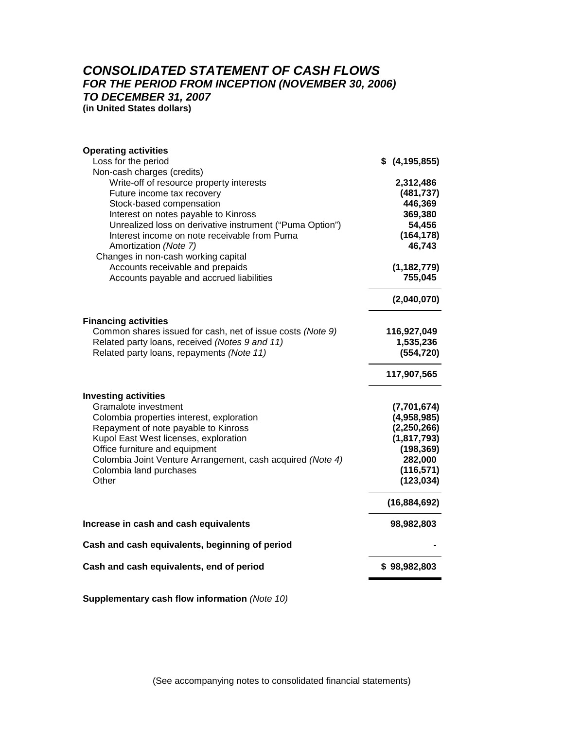# *CONSOLIDATED STATEMENT OF CASH FLOWS*
## *FOR THE PERIOD FROM INCEPTION (NOVEMBER 30, 2006) TO DECEMBER 31, 2007*
**(in United States dollars)**

| | |
|---|---|
| **Operating activities** | |
| Loss for the period | **$ (4,195,855)** |
| Non-cash charges (credits) | |
| Write-off of resource property interests | **2,312,486** |
| Future income tax recovery | **(481,737)** |
| Stock-based compensation | **446,369** |
| Interest on notes payable to Kinross | **369,380** |
| Unrealized loss on derivative instrument ("Puma Option") | **54,456** |
| Interest income on note receivable from Puma | **(164,178)** |
| Amortization *(Note 7)* | **46,743** |
| Changes in non-cash working capital | |
| Accounts receivable and prepaids | **(1,182,779)** |
| Accounts payable and accrued liabilities | **755,045** |
| | **(2,040,070)** |
| **Financing activities** | |
| Common shares issued for cash, net of issue costs *(Note 9)* | **116,927,049** |
| Related party loans, received *(Notes 9 and 11)* | **1,535,236** |
| Related party loans, repayments *(Note 11)* | **(554,720)** |
| | **117,907,565** |
| **Investing activities** | |
| Gramalote investment | **(7,701,674)** |
| Colombia properties interest, exploration | **(4,958,985)** |
| Repayment of note payable to Kinross | **(2,250,266)** |
| Kupol East West licenses, exploration | **(1,817,793)** |
| Office furniture and equipment | **(198,369)** |
| Colombia Joint Venture Arrangement, cash acquired *(Note 4)* | **282,000** |
| Colombia land purchases | **(116,571)** |
| Other | **(123,034)** |
| | **(16,884,692)** |
| **Increase in cash and cash equivalents** | **98,982,803** |
| **Cash and cash equivalents, beginning of period** | **-** |
| **Cash and cash equivalents, end of period** | **$ 98,982,803** |

**Supplementary cash flow information** *(Note 10)*

(See accompanying notes to consolidated financial statements)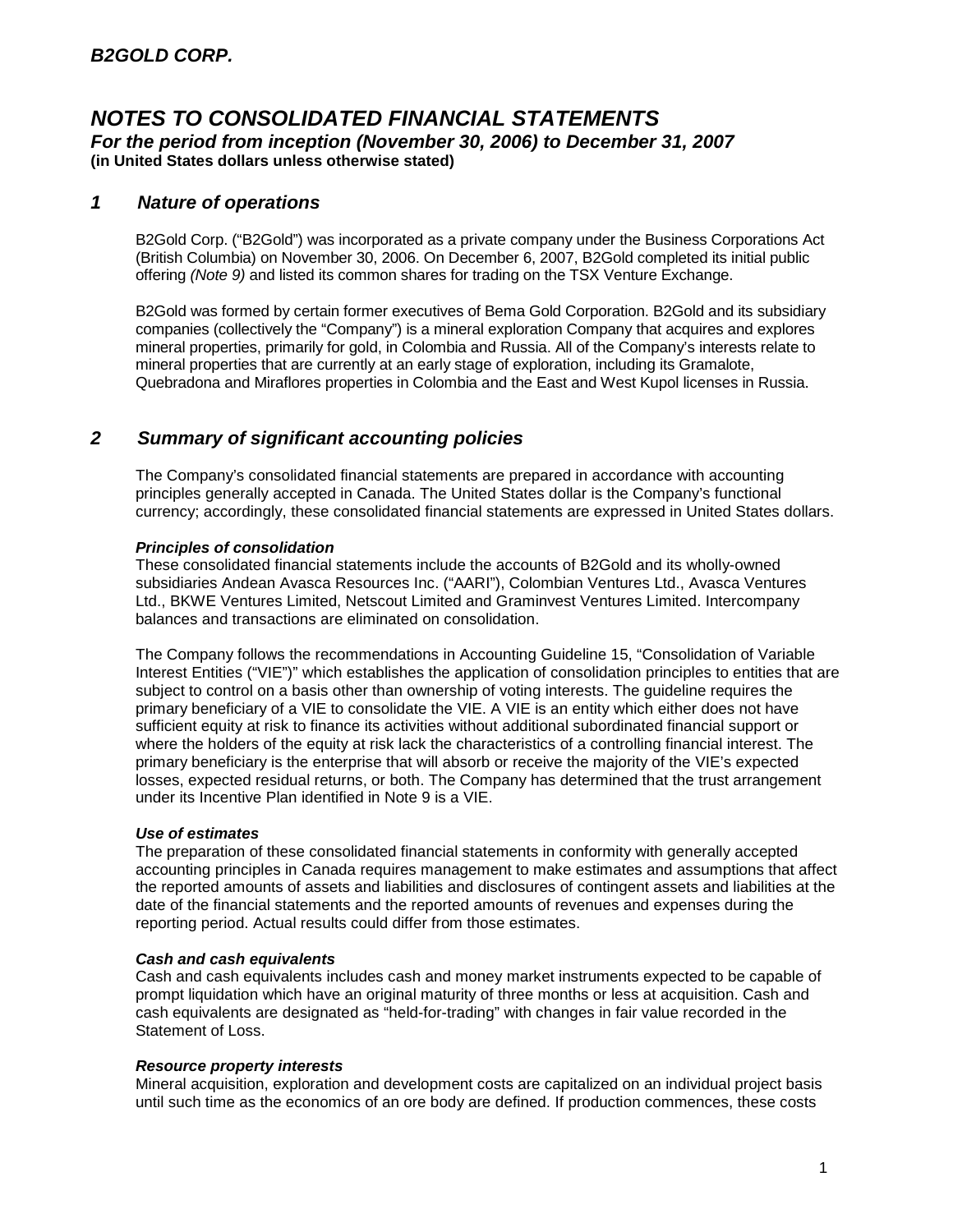# NOTES TO CONSOLIDATED FINANCIAL STATEMENTS

**For the period from inception (November 30, 2006) to December 31, 2007**
**(in United States dollars unless otherwise stated)**

## 1 Nature of operations

B2Gold Corp. ("B2Gold") was incorporated as a private company under the Business Corporations Act (British Columbia) on November 30, 2006. On December 6, 2007, B2Gold completed its initial public offering *(Note 9)* and listed its common shares for trading on the TSX Venture Exchange.

B2Gold was formed by certain former executives of Bema Gold Corporation. B2Gold and its subsidiary companies (collectively the "Company") is a mineral exploration Company that acquires and explores mineral properties, primarily for gold, in Colombia and Russia. All of the Company's interests relate to mineral properties that are currently at an early stage of exploration, including its Gramalote, Quebradona and Miraflores properties in Colombia and the East and West Kupol licenses in Russia.

## 2 Summary of significant accounting policies

The Company's consolidated financial statements are prepared in accordance with accounting principles generally accepted in Canada. The United States dollar is the Company's functional currency; accordingly, these consolidated financial statements are expressed in United States dollars.

### *Principles of consolidation*

These consolidated financial statements include the accounts of B2Gold and its wholly-owned subsidiaries Andean Avasca Resources Inc. ("AARI"), Colombian Ventures Ltd., Avasca Ventures Ltd., BKWE Ventures Limited, Netscout Limited and Graminvest Ventures Limited. Intercompany balances and transactions are eliminated on consolidation.

The Company follows the recommendations in Accounting Guideline 15, "Consolidation of Variable Interest Entities ("VIE")" which establishes the application of consolidation principles to entities that are subject to control on a basis other than ownership of voting interests. The guideline requires the primary beneficiary of a VIE to consolidate the VIE. A VIE is an entity which either does not have sufficient equity at risk to finance its activities without additional subordinated financial support or where the holders of the equity at risk lack the characteristics of a controlling financial interest. The primary beneficiary is the enterprise that will absorb or receive the majority of the VIE's expected losses, expected residual returns, or both. The Company has determined that the trust arrangement under its Incentive Plan identified in Note 9 is a VIE.

### *Use of estimates*

The preparation of these consolidated financial statements in conformity with generally accepted accounting principles in Canada requires management to make estimates and assumptions that affect the reported amounts of assets and liabilities and disclosures of contingent assets and liabilities at the date of the financial statements and the reported amounts of revenues and expenses during the reporting period. Actual results could differ from those estimates.

### *Cash and cash equivalents*

Cash and cash equivalents includes cash and money market instruments expected to be capable of prompt liquidation which have an original maturity of three months or less at acquisition. Cash and cash equivalents are designated as "held-for-trading" with changes in fair value recorded in the Statement of Loss.

### *Resource property interests*

Mineral acquisition, exploration and development costs are capitalized on an individual project basis until such time as the economics of an ore body are defined. If production commences, these costs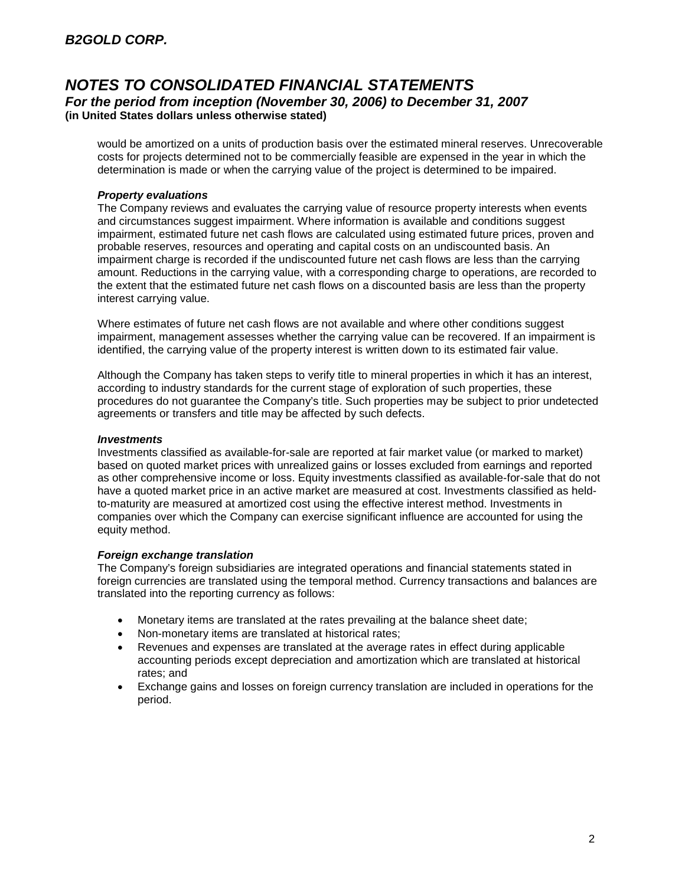would be amortized on a units of production basis over the estimated mineral reserves. Unrecoverable costs for projects determined not to be commercially feasible are expensed in the year in which the determination is made or when the carrying value of the project is determined to be impaired.

***Property evaluations***

The Company reviews and evaluates the carrying value of resource property interests when events and circumstances suggest impairment. Where information is available and conditions suggest impairment, estimated future net cash flows are calculated using estimated future prices, proven and probable reserves, resources and operating and capital costs on an undiscounted basis. An impairment charge is recorded if the undiscounted future net cash flows are less than the carrying amount. Reductions in the carrying value, with a corresponding charge to operations, are recorded to the extent that the estimated future net cash flows on a discounted basis are less than the property interest carrying value.

Where estimates of future net cash flows are not available and where other conditions suggest impairment, management assesses whether the carrying value can be recovered. If an impairment is identified, the carrying value of the property interest is written down to its estimated fair value.

Although the Company has taken steps to verify title to mineral properties in which it has an interest, according to industry standards for the current stage of exploration of such properties, these procedures do not guarantee the Company's title. Such properties may be subject to prior undetected agreements or transfers and title may be affected by such defects.

***Investments***

Investments classified as available-for-sale are reported at fair market value (or marked to market) based on quoted market prices with unrealized gains or losses excluded from earnings and reported as other comprehensive income or loss. Equity investments classified as available-for-sale that do not have a quoted market price in an active market are measured at cost. Investments classified as held-to-maturity are measured at amortized cost using the effective interest method. Investments in companies over which the Company can exercise significant influence are accounted for using the equity method.

***Foreign exchange translation***

The Company's foreign subsidiaries are integrated operations and financial statements stated in foreign currencies are translated using the temporal method. Currency transactions and balances are translated into the reporting currency as follows:

- Monetary items are translated at the rates prevailing at the balance sheet date;
- Non-monetary items are translated at historical rates;
- Revenues and expenses are translated at the average rates in effect during applicable accounting periods except depreciation and amortization which are translated at historical rates; and
- Exchange gains and losses on foreign currency translation are included in operations for the period.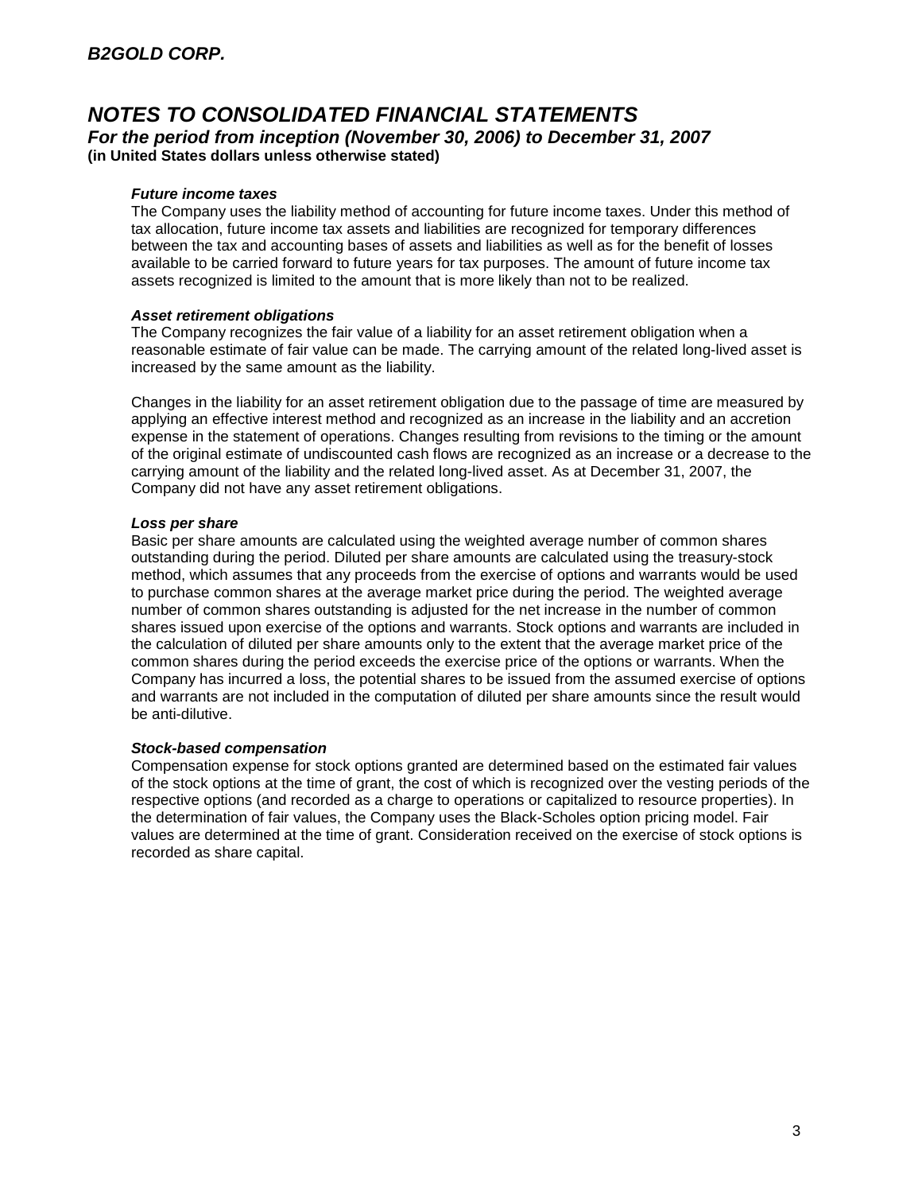***Future income taxes***

The Company uses the liability method of accounting for future income taxes. Under this method of tax allocation, future income tax assets and liabilities are recognized for temporary differences between the tax and accounting bases of assets and liabilities as well as for the benefit of losses available to be carried forward to future years for tax purposes. The amount of future income tax assets recognized is limited to the amount that is more likely than not to be realized.

***Asset retirement obligations***

The Company recognizes the fair value of a liability for an asset retirement obligation when a reasonable estimate of fair value can be made. The carrying amount of the related long-lived asset is increased by the same amount as the liability.

Changes in the liability for an asset retirement obligation due to the passage of time are measured by applying an effective interest method and recognized as an increase in the liability and an accretion expense in the statement of operations. Changes resulting from revisions to the timing or the amount of the original estimate of undiscounted cash flows are recognized as an increase or a decrease to the carrying amount of the liability and the related long-lived asset. As at December 31, 2007, the Company did not have any asset retirement obligations.

***Loss per share***

Basic per share amounts are calculated using the weighted average number of common shares outstanding during the period. Diluted per share amounts are calculated using the treasury-stock method, which assumes that any proceeds from the exercise of options and warrants would be used to purchase common shares at the average market price during the period. The weighted average number of common shares outstanding is adjusted for the net increase in the number of common shares issued upon exercise of the options and warrants. Stock options and warrants are included in the calculation of diluted per share amounts only to the extent that the average market price of the common shares during the period exceeds the exercise price of the options or warrants. When the Company has incurred a loss, the potential shares to be issued from the assumed exercise of options and warrants are not included in the computation of diluted per share amounts since the result would be anti-dilutive.

***Stock-based compensation***

Compensation expense for stock options granted are determined based on the estimated fair values of the stock options at the time of grant, the cost of which is recognized over the vesting periods of the respective options (and recorded as a charge to operations or capitalized to resource properties). In the determination of fair values, the Company uses the Black-Scholes option pricing model. Fair values are determined at the time of grant. Consideration received on the exercise of stock options is recorded as share capital.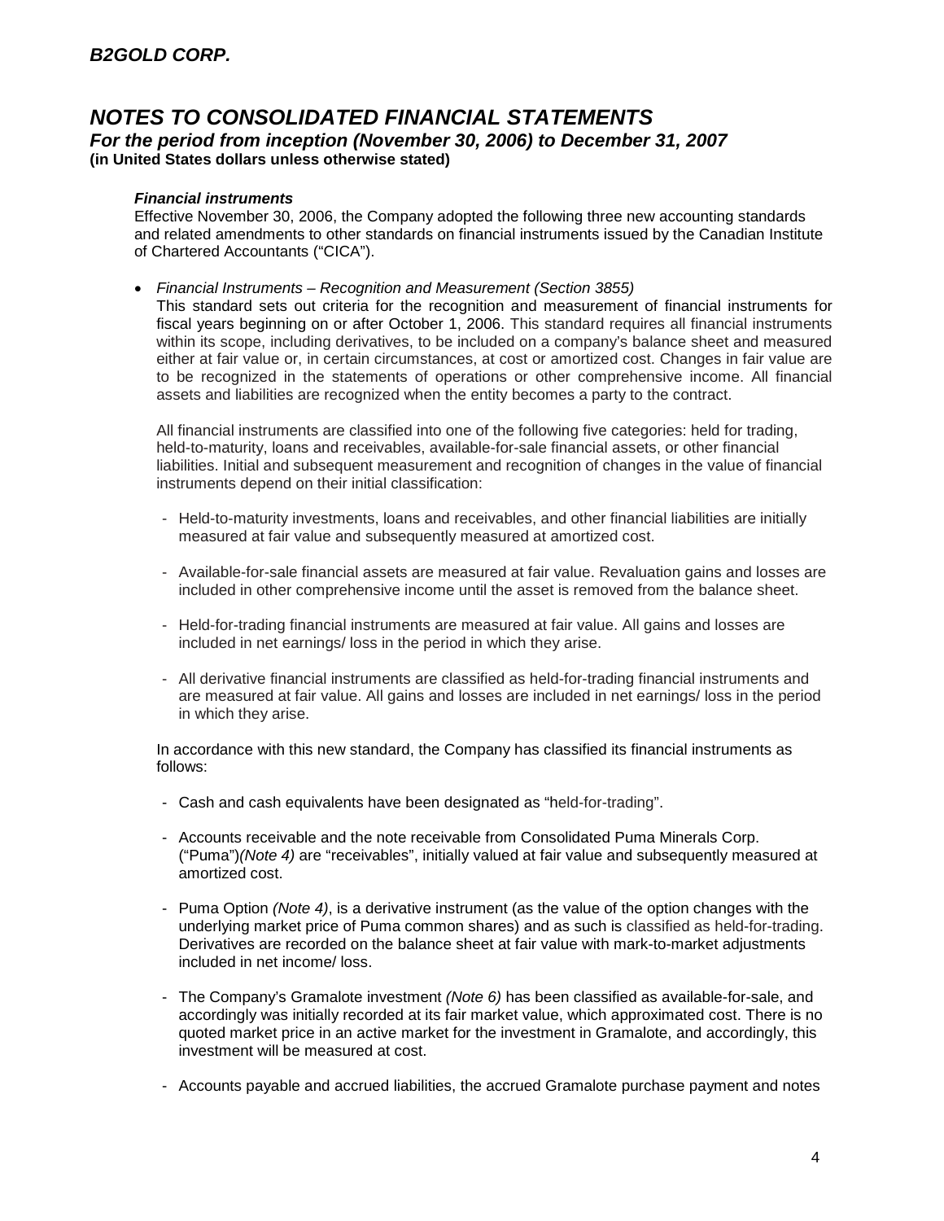### *Financial instruments*

Effective November 30, 2006, the Company adopted the following three new accounting standards and related amendments to other standards on financial instruments issued by the Canadian Institute of Chartered Accountants ("CICA").

- *Financial Instruments – Recognition and Measurement (Section 3855)*

  This standard sets out criteria for the recognition and measurement of financial instruments for fiscal years beginning on or after October 1, 2006. This standard requires all financial instruments within its scope, including derivatives, to be included on a company's balance sheet and measured either at fair value or, in certain circumstances, at cost or amortized cost. Changes in fair value are to be recognized in the statements of operations or other comprehensive income. All financial assets and liabilities are recognized when the entity becomes a party to the contract.

  All financial instruments are classified into one of the following five categories: held for trading, held-to-maturity, loans and receivables, available-for-sale financial assets, or other financial liabilities. Initial and subsequent measurement and recognition of changes in the value of financial instruments depend on their initial classification:

  - Held-to-maturity investments, loans and receivables, and other financial liabilities are initially measured at fair value and subsequently measured at amortized cost.
  - Available-for-sale financial assets are measured at fair value. Revaluation gains and losses are included in other comprehensive income until the asset is removed from the balance sheet.
  - Held-for-trading financial instruments are measured at fair value. All gains and losses are included in net earnings/ loss in the period in which they arise.
  - All derivative financial instruments are classified as held-for-trading financial instruments and are measured at fair value. All gains and losses are included in net earnings/ loss in the period in which they arise.

  In accordance with this new standard, the Company has classified its financial instruments as follows:

  - Cash and cash equivalents have been designated as "held-for-trading".
  - Accounts receivable and the note receivable from Consolidated Puma Minerals Corp. ("Puma")*(Note 4)* are "receivables", initially valued at fair value and subsequently measured at amortized cost.
  - Puma Option *(Note 4)*, is a derivative instrument (as the value of the option changes with the underlying market price of Puma common shares) and as such is classified as held-for-trading. Derivatives are recorded on the balance sheet at fair value with mark-to-market adjustments included in net income/ loss.
  - The Company's Gramalote investment *(Note 6)* has been classified as available-for-sale, and accordingly was initially recorded at its fair market value, which approximated cost. There is no quoted market price in an active market for the investment in Gramalote, and accordingly, this investment will be measured at cost.
  - Accounts payable and accrued liabilities, the accrued Gramalote purchase payment and notes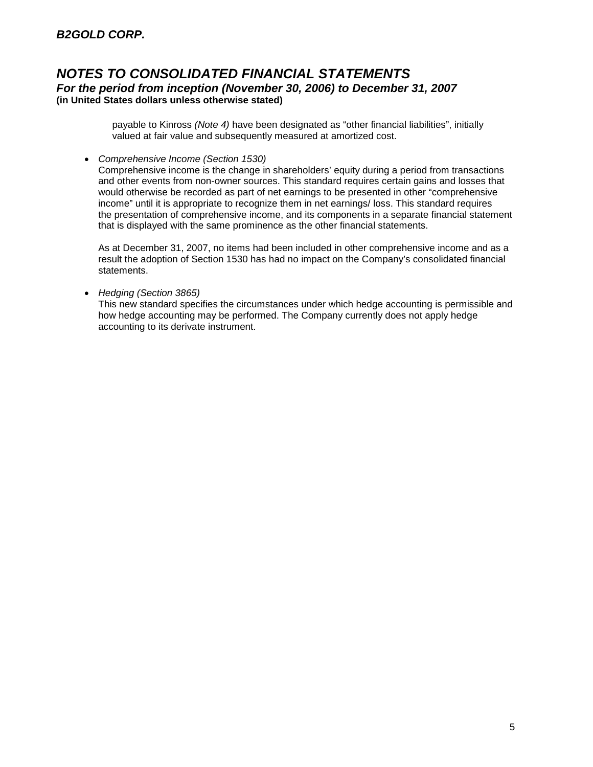payable to Kinross *(Note 4)* have been designated as "other financial liabilities", initially valued at fair value and subsequently measured at amortized cost.

- *Comprehensive Income (Section 1530)*
  Comprehensive income is the change in shareholders' equity during a period from transactions and other events from non-owner sources. This standard requires certain gains and losses that would otherwise be recorded as part of net earnings to be presented in other "comprehensive income" until it is appropriate to recognize them in net earnings/ loss. This standard requires the presentation of comprehensive income, and its components in a separate financial statement that is displayed with the same prominence as the other financial statements.

  As at December 31, 2007, no items had been included in other comprehensive income and as a result the adoption of Section 1530 has had no impact on the Company's consolidated financial statements.

- *Hedging (Section 3865)*
  This new standard specifies the circumstances under which hedge accounting is permissible and how hedge accounting may be performed. The Company currently does not apply hedge accounting to its derivate instrument.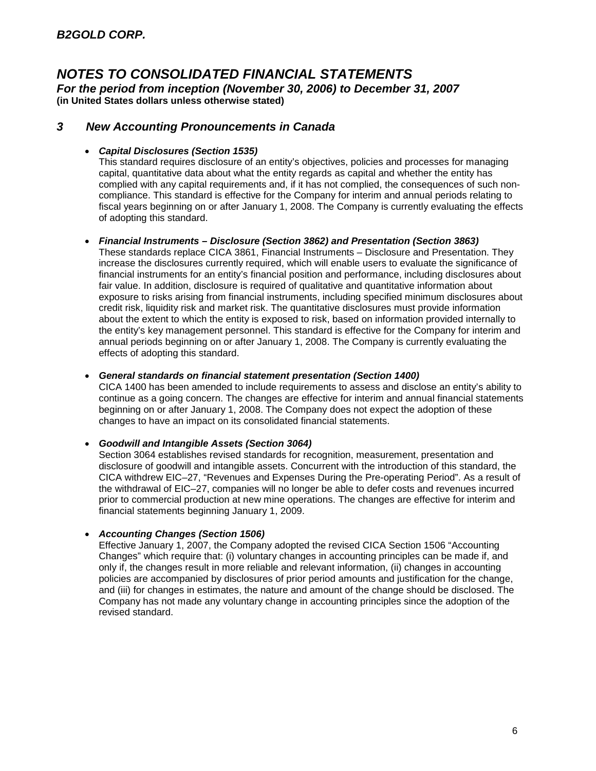## 3 New Accounting Pronouncements in Canada

- ***Capital Disclosures (Section 1535)***
  This standard requires disclosure of an entity's objectives, policies and processes for managing capital, quantitative data about what the entity regards as capital and whether the entity has complied with any capital requirements and, if it has not complied, the consequences of such non-compliance. This standard is effective for the Company for interim and annual periods relating to fiscal years beginning on or after January 1, 2008. The Company is currently evaluating the effects of adopting this standard.

- ***Financial Instruments – Disclosure (Section 3862) and Presentation (Section 3863)***
  These standards replace CICA 3861, Financial Instruments – Disclosure and Presentation. They increase the disclosures currently required, which will enable users to evaluate the significance of financial instruments for an entity's financial position and performance, including disclosures about fair value. In addition, disclosure is required of qualitative and quantitative information about exposure to risks arising from financial instruments, including specified minimum disclosures about credit risk, liquidity risk and market risk. The quantitative disclosures must provide information about the extent to which the entity is exposed to risk, based on information provided internally to the entity's key management personnel. This standard is effective for the Company for interim and annual periods beginning on or after January 1, 2008. The Company is currently evaluating the effects of adopting this standard.

- ***General standards on financial statement presentation (Section 1400)***
  CICA 1400 has been amended to include requirements to assess and disclose an entity's ability to continue as a going concern. The changes are effective for interim and annual financial statements beginning on or after January 1, 2008. The Company does not expect the adoption of these changes to have an impact on its consolidated financial statements.

- ***Goodwill and Intangible Assets (Section 3064)***
  Section 3064 establishes revised standards for recognition, measurement, presentation and disclosure of goodwill and intangible assets. Concurrent with the introduction of this standard, the CICA withdrew EIC–27, "Revenues and Expenses During the Pre-operating Period". As a result of the withdrawal of EIC–27, companies will no longer be able to defer costs and revenues incurred prior to commercial production at new mine operations. The changes are effective for interim and financial statements beginning January 1, 2009.

- ***Accounting Changes (Section 1506)***
  Effective January 1, 2007, the Company adopted the revised CICA Section 1506 "Accounting Changes" which require that: (i) voluntary changes in accounting principles can be made if, and only if, the changes result in more reliable and relevant information, (ii) changes in accounting policies are accompanied by disclosures of prior period amounts and justification for the change, and (iii) for changes in estimates, the nature and amount of the change should be disclosed. The Company has not made any voluntary change in accounting principles since the adoption of the revised standard.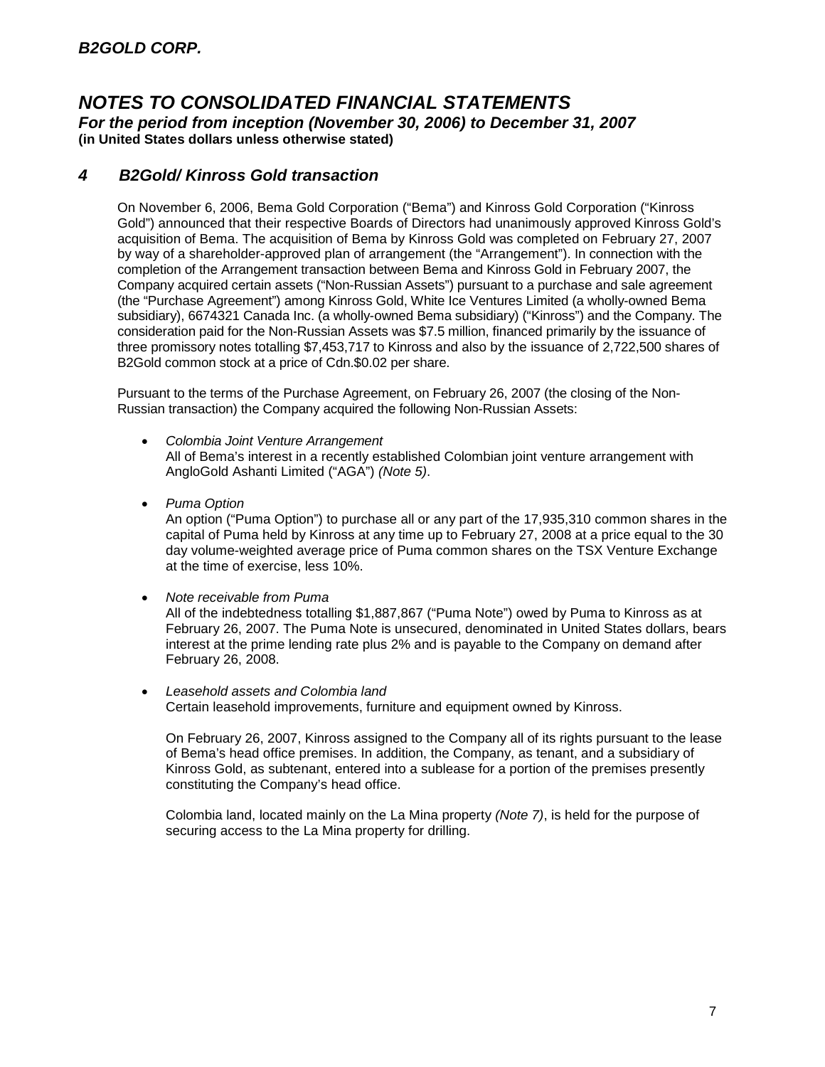## 4 B2Gold/ Kinross Gold transaction

On November 6, 2006, Bema Gold Corporation ("Bema") and Kinross Gold Corporation ("Kinross Gold") announced that their respective Boards of Directors had unanimously approved Kinross Gold's acquisition of Bema. The acquisition of Bema by Kinross Gold was completed on February 27, 2007 by way of a shareholder-approved plan of arrangement (the "Arrangement"). In connection with the completion of the Arrangement transaction between Bema and Kinross Gold in February 2007, the Company acquired certain assets ("Non-Russian Assets") pursuant to a purchase and sale agreement (the "Purchase Agreement") among Kinross Gold, White Ice Ventures Limited (a wholly-owned Bema subsidiary), 6674321 Canada Inc. (a wholly-owned Bema subsidiary) ("Kinross") and the Company. The consideration paid for the Non-Russian Assets was $7.5 million, financed primarily by the issuance of three promissory notes totalling $7,453,717 to Kinross and also by the issuance of 2,722,500 shares of B2Gold common stock at a price of Cdn.$0.02 per share.

Pursuant to the terms of the Purchase Agreement, on February 26, 2007 (the closing of the Non-Russian transaction) the Company acquired the following Non-Russian Assets:

- *Colombia Joint Venture Arrangement*
  All of Bema's interest in a recently established Colombian joint venture arrangement with AngloGold Ashanti Limited ("AGA") *(Note 5)*.

- *Puma Option*
  An option ("Puma Option") to purchase all or any part of the 17,935,310 common shares in the capital of Puma held by Kinross at any time up to February 27, 2008 at a price equal to the 30 day volume-weighted average price of Puma common shares on the TSX Venture Exchange at the time of exercise, less 10%.

- *Note receivable from Puma*
  All of the indebtedness totalling $1,887,867 ("Puma Note") owed by Puma to Kinross as at February 26, 2007. The Puma Note is unsecured, denominated in United States dollars, bears interest at the prime lending rate plus 2% and is payable to the Company on demand after February 26, 2008.

- *Leasehold assets and Colombia land*
  Certain leasehold improvements, furniture and equipment owned by Kinross.

  On February 26, 2007, Kinross assigned to the Company all of its rights pursuant to the lease of Bema's head office premises. In addition, the Company, as tenant, and a subsidiary of Kinross Gold, as subtenant, entered into a sublease for a portion of the premises presently constituting the Company's head office.

  Colombia land, located mainly on the La Mina property *(Note 7)*, is held for the purpose of securing access to the La Mina property for drilling.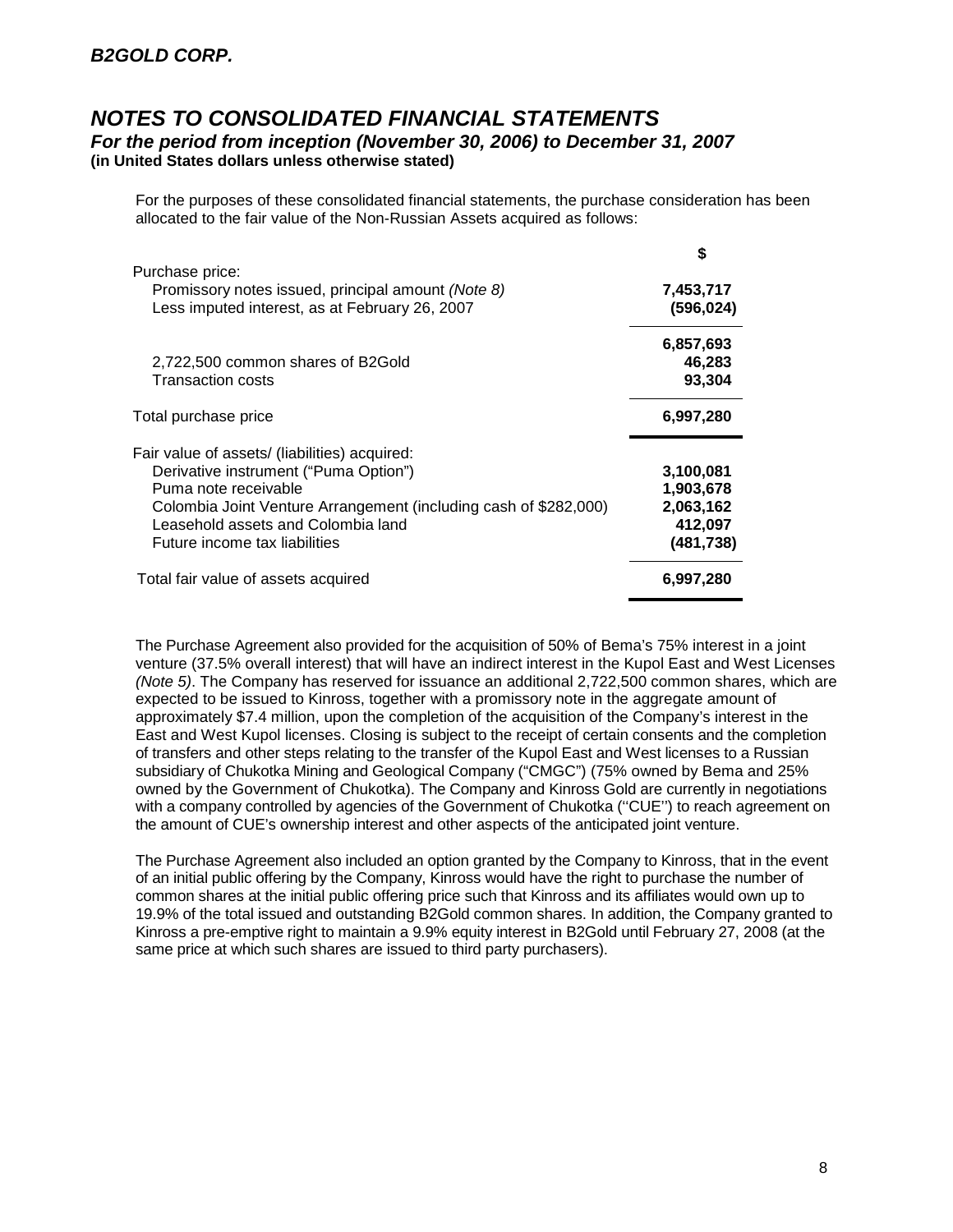## NOTES TO CONSOLIDATED FINANCIAL STATEMENTS

### For the period from inception (November 30, 2006) to December 31, 2007

**(in United States dollars unless otherwise stated)**

For the purposes of these consolidated financial statements, the purchase consideration has been allocated to the fair value of the Non-Russian Assets acquired as follows:

| | $ |
|---|---|
| Purchase price: | |
| Promissory notes issued, principal amount *(Note 8)* | **7,453,717** |
| Less imputed interest, as at February 26, 2007 | **(596,024)** |
| | **6,857,693** |
| 2,722,500 common shares of B2Gold | **46,283** |
| Transaction costs | **93,304** |
| Total purchase price | **6,997,280** |
| Fair value of assets/ (liabilities) acquired: | |
| Derivative instrument ("Puma Option") | **3,100,081** |
| Puma note receivable | **1,903,678** |
| Colombia Joint Venture Arrangement (including cash of $282,000) | **2,063,162** |
| Leasehold assets and Colombia land | **412,097** |
| Future income tax liabilities | **(481,738)** |
| Total fair value of assets acquired | **6,997,280** |

The Purchase Agreement also provided for the acquisition of 50% of Bema's 75% interest in a joint venture (37.5% overall interest) that will have an indirect interest in the Kupol East and West Licenses *(Note 5)*. The Company has reserved for issuance an additional 2,722,500 common shares, which are expected to be issued to Kinross, together with a promissory note in the aggregate amount of approximately $7.4 million, upon the completion of the acquisition of the Company's interest in the East and West Kupol licenses. Closing is subject to the receipt of certain consents and the completion of transfers and other steps relating to the transfer of the Kupol East and West licenses to a Russian subsidiary of Chukotka Mining and Geological Company ("CMGC") (75% owned by Bema and 25% owned by the Government of Chukotka). The Company and Kinross Gold are currently in negotiations with a company controlled by agencies of the Government of Chukotka (''CUE'') to reach agreement on the amount of CUE's ownership interest and other aspects of the anticipated joint venture.

The Purchase Agreement also included an option granted by the Company to Kinross, that in the event of an initial public offering by the Company, Kinross would have the right to purchase the number of common shares at the initial public offering price such that Kinross and its affiliates would own up to 19.9% of the total issued and outstanding B2Gold common shares. In addition, the Company granted to Kinross a pre-emptive right to maintain a 9.9% equity interest in B2Gold until February 27, 2008 (at the same price at which such shares are issued to third party purchasers).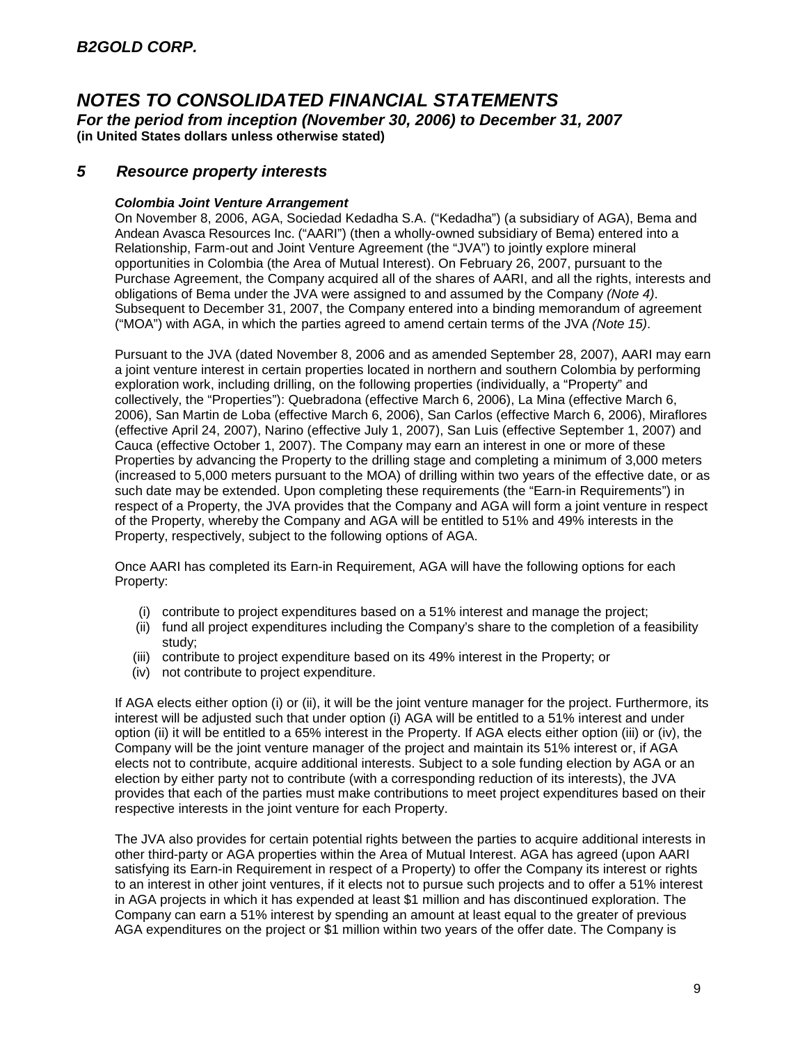# NOTES TO CONSOLIDATED FINANCIAL STATEMENTS

***For the period from inception (November 30, 2006) to December 31, 2007***

**(in United States dollars unless otherwise stated)**

## 5 Resource property interests

***Colombia Joint Venture Arrangement***

On November 8, 2006, AGA, Sociedad Kedadha S.A. ("Kedadha") (a subsidiary of AGA), Bema and Andean Avasca Resources Inc. ("AARI") (then a wholly-owned subsidiary of Bema) entered into a Relationship, Farm-out and Joint Venture Agreement (the "JVA") to jointly explore mineral opportunities in Colombia (the Area of Mutual Interest). On February 26, 2007, pursuant to the Purchase Agreement, the Company acquired all of the shares of AARI, and all the rights, interests and obligations of Bema under the JVA were assigned to and assumed by the Company *(Note 4)*. Subsequent to December 31, 2007, the Company entered into a binding memorandum of agreement ("MOA") with AGA, in which the parties agreed to amend certain terms of the JVA *(Note 15)*.

Pursuant to the JVA (dated November 8, 2006 and as amended September 28, 2007), AARI may earn a joint venture interest in certain properties located in northern and southern Colombia by performing exploration work, including drilling, on the following properties (individually, a "Property" and collectively, the "Properties"): Quebradona (effective March 6, 2006), La Mina (effective March 6, 2006), San Martin de Loba (effective March 6, 2006), San Carlos (effective March 6, 2006), Miraflores (effective April 24, 2007), Narino (effective July 1, 2007), San Luis (effective September 1, 2007) and Cauca (effective October 1, 2007). The Company may earn an interest in one or more of these Properties by advancing the Property to the drilling stage and completing a minimum of 3,000 meters (increased to 5,000 meters pursuant to the MOA) of drilling within two years of the effective date, or as such date may be extended. Upon completing these requirements (the "Earn-in Requirements") in respect of a Property, the JVA provides that the Company and AGA will form a joint venture in respect of the Property, whereby the Company and AGA will be entitled to 51% and 49% interests in the Property, respectively, subject to the following options of AGA.

Once AARI has completed its Earn-in Requirement, AGA will have the following options for each Property:

- (i) contribute to project expenditures based on a 51% interest and manage the project;
- (ii) fund all project expenditures including the Company's share to the completion of a feasibility study;
- (iii) contribute to project expenditure based on its 49% interest in the Property; or
- (iv) not contribute to project expenditure.

If AGA elects either option (i) or (ii), it will be the joint venture manager for the project. Furthermore, its interest will be adjusted such that under option (i) AGA will be entitled to a 51% interest and under option (ii) it will be entitled to a 65% interest in the Property. If AGA elects either option (iii) or (iv), the Company will be the joint venture manager of the project and maintain its 51% interest or, if AGA elects not to contribute, acquire additional interests. Subject to a sole funding election by AGA or an election by either party not to contribute (with a corresponding reduction of its interests), the JVA provides that each of the parties must make contributions to meet project expenditures based on their respective interests in the joint venture for each Property.

The JVA also provides for certain potential rights between the parties to acquire additional interests in other third-party or AGA properties within the Area of Mutual Interest. AGA has agreed (upon AARI satisfying its Earn-in Requirement in respect of a Property) to offer the Company its interest or rights to an interest in other joint ventures, if it elects not to pursue such projects and to offer a 51% interest in AGA projects in which it has expended at least $1 million and has discontinued exploration. The Company can earn a 51% interest by spending an amount at least equal to the greater of previous AGA expenditures on the project or $1 million within two years of the offer date. The Company is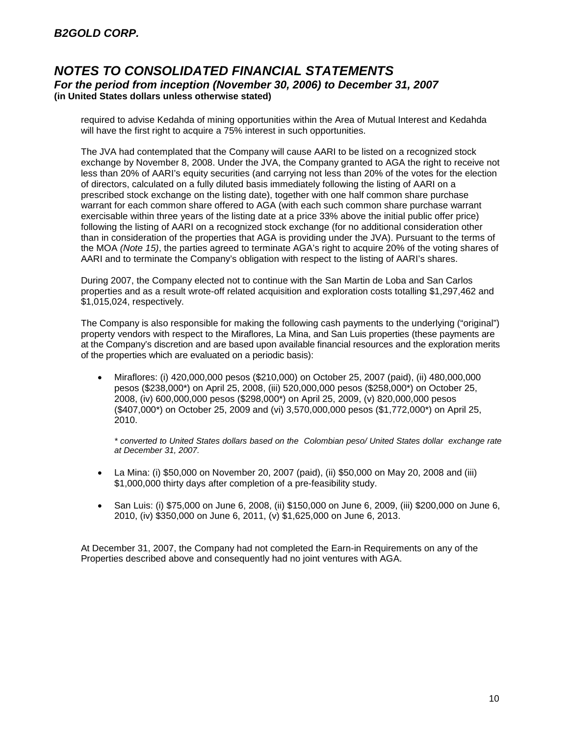required to advise Kedahda of mining opportunities within the Area of Mutual Interest and Kedahda will have the first right to acquire a 75% interest in such opportunities.

The JVA had contemplated that the Company will cause AARI to be listed on a recognized stock exchange by November 8, 2008. Under the JVA, the Company granted to AGA the right to receive not less than 20% of AARI's equity securities (and carrying not less than 20% of the votes for the election of directors, calculated on a fully diluted basis immediately following the listing of AARI on a prescribed stock exchange on the listing date), together with one half common share purchase warrant for each common share offered to AGA (with each such common share purchase warrant exercisable within three years of the listing date at a price 33% above the initial public offer price) following the listing of AARI on a recognized stock exchange (for no additional consideration other than in consideration of the properties that AGA is providing under the JVA). Pursuant to the terms of the MOA *(Note 15)*, the parties agreed to terminate AGA's right to acquire 20% of the voting shares of AARI and to terminate the Company's obligation with respect to the listing of AARI's shares.

During 2007, the Company elected not to continue with the San Martin de Loba and San Carlos properties and as a result wrote-off related acquisition and exploration costs totalling $1,297,462 and $1,015,024, respectively.

The Company is also responsible for making the following cash payments to the underlying ("original") property vendors with respect to the Miraflores, La Mina, and San Luis properties (these payments are at the Company's discretion and are based upon available financial resources and the exploration merits of the properties which are evaluated on a periodic basis):

- Miraflores: (i) 420,000,000 pesos ($210,000) on October 25, 2007 (paid), (ii) 480,000,000 pesos ($238,000*) on April 25, 2008, (iii) 520,000,000 pesos ($258,000*) on October 25, 2008, (iv) 600,000,000 pesos ($298,000*) on April 25, 2009, (v) 820,000,000 pesos ($407,000*) on October 25, 2009 and (vi) 3,570,000,000 pesos ($1,772,000*) on April 25, 2010.

  *\* converted to United States dollars based on the Colombian peso/ United States dollar exchange rate at December 31, 2007.*

- La Mina: (i) $50,000 on November 20, 2007 (paid), (ii) $50,000 on May 20, 2008 and (iii) $1,000,000 thirty days after completion of a pre-feasibility study.

- San Luis: (i) $75,000 on June 6, 2008, (ii) $150,000 on June 6, 2009, (iii) $200,000 on June 6, 2010, (iv) $350,000 on June 6, 2011, (v) $1,625,000 on June 6, 2013.

At December 31, 2007, the Company had not completed the Earn-in Requirements on any of the Properties described above and consequently had no joint ventures with AGA.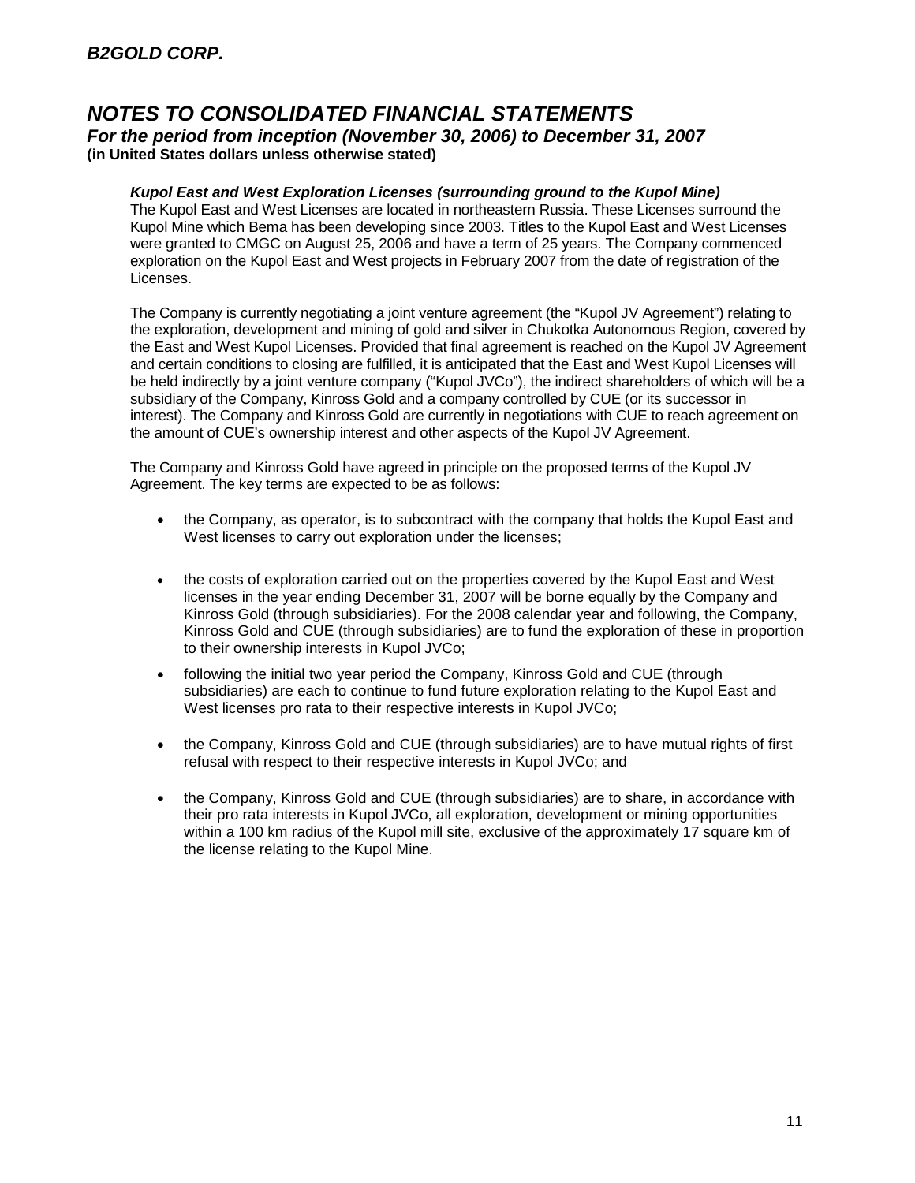### *Kupol East and West Exploration Licenses (surrounding ground to the Kupol Mine)*

The Kupol East and West Licenses are located in northeastern Russia. These Licenses surround the Kupol Mine which Bema has been developing since 2003. Titles to the Kupol East and West Licenses were granted to CMGC on August 25, 2006 and have a term of 25 years. The Company commenced exploration on the Kupol East and West projects in February 2007 from the date of registration of the Licenses.

The Company is currently negotiating a joint venture agreement (the "Kupol JV Agreement") relating to the exploration, development and mining of gold and silver in Chukotka Autonomous Region, covered by the East and West Kupol Licenses. Provided that final agreement is reached on the Kupol JV Agreement and certain conditions to closing are fulfilled, it is anticipated that the East and West Kupol Licenses will be held indirectly by a joint venture company ("Kupol JVCo"), the indirect shareholders of which will be a subsidiary of the Company, Kinross Gold and a company controlled by CUE (or its successor in interest). The Company and Kinross Gold are currently in negotiations with CUE to reach agreement on the amount of CUE's ownership interest and other aspects of the Kupol JV Agreement.

The Company and Kinross Gold have agreed in principle on the proposed terms of the Kupol JV Agreement. The key terms are expected to be as follows:

- the Company, as operator, is to subcontract with the company that holds the Kupol East and West licenses to carry out exploration under the licenses;
- the costs of exploration carried out on the properties covered by the Kupol East and West licenses in the year ending December 31, 2007 will be borne equally by the Company and Kinross Gold (through subsidiaries). For the 2008 calendar year and following, the Company, Kinross Gold and CUE (through subsidiaries) are to fund the exploration of these in proportion to their ownership interests in Kupol JVCo;
- following the initial two year period the Company, Kinross Gold and CUE (through subsidiaries) are each to continue to fund future exploration relating to the Kupol East and West licenses pro rata to their respective interests in Kupol JVCo;
- the Company, Kinross Gold and CUE (through subsidiaries) are to have mutual rights of first refusal with respect to their respective interests in Kupol JVCo; and
- the Company, Kinross Gold and CUE (through subsidiaries) are to share, in accordance with their pro rata interests in Kupol JVCo, all exploration, development or mining opportunities within a 100 km radius of the Kupol mill site, exclusive of the approximately 17 square km of the license relating to the Kupol Mine.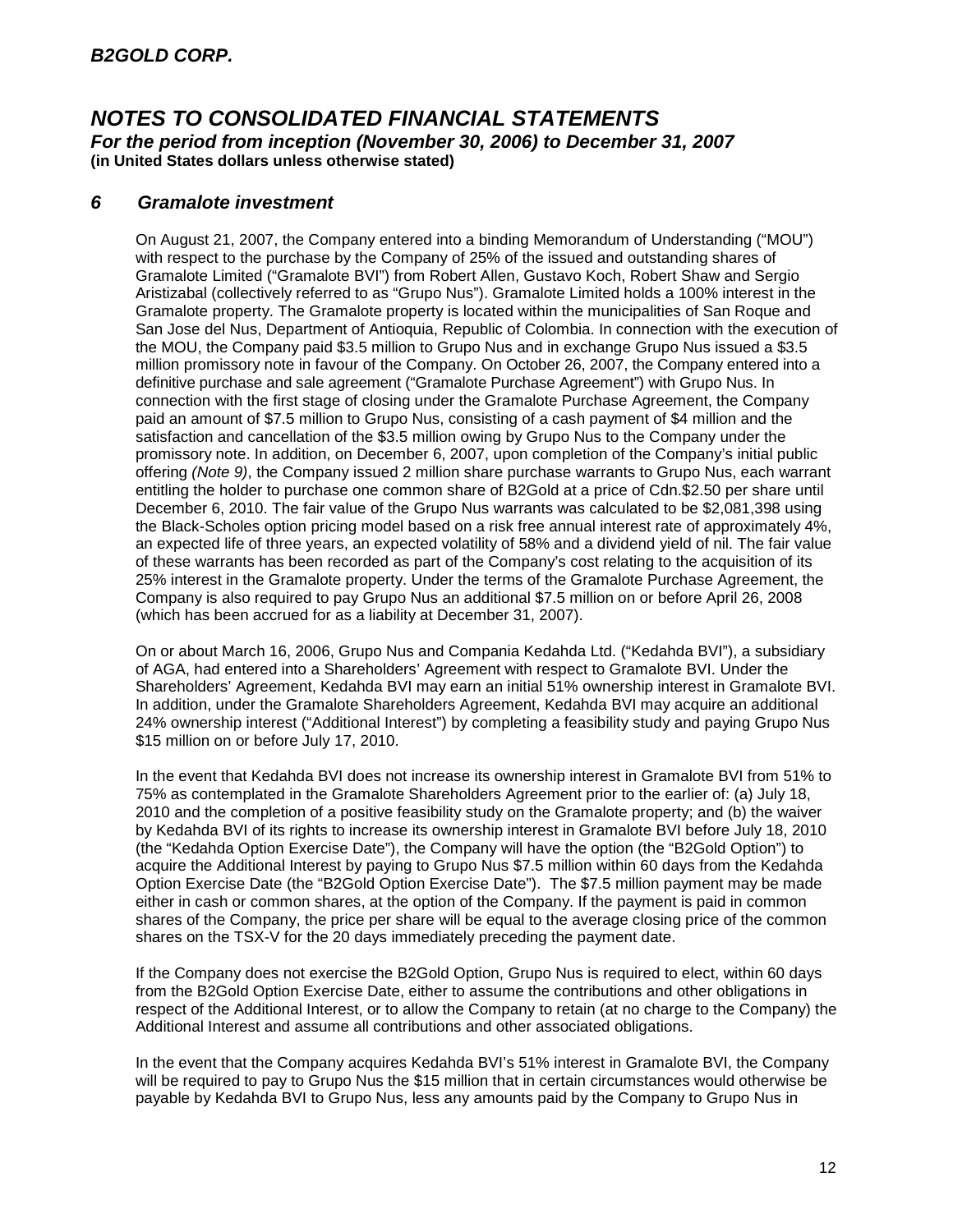## 6 Gramalote investment

On August 21, 2007, the Company entered into a binding Memorandum of Understanding ("MOU") with respect to the purchase by the Company of 25% of the issued and outstanding shares of Gramalote Limited ("Gramalote BVI") from Robert Allen, Gustavo Koch, Robert Shaw and Sergio Aristizabal (collectively referred to as "Grupo Nus"). Gramalote Limited holds a 100% interest in the Gramalote property. The Gramalote property is located within the municipalities of San Roque and San Jose del Nus, Department of Antioquia, Republic of Colombia. In connection with the execution of the MOU, the Company paid $3.5 million to Grupo Nus and in exchange Grupo Nus issued a $3.5 million promissory note in favour of the Company. On October 26, 2007, the Company entered into a definitive purchase and sale agreement ("Gramalote Purchase Agreement") with Grupo Nus. In connection with the first stage of closing under the Gramalote Purchase Agreement, the Company paid an amount of $7.5 million to Grupo Nus, consisting of a cash payment of $4 million and the satisfaction and cancellation of the $3.5 million owing by Grupo Nus to the Company under the promissory note. In addition, on December 6, 2007, upon completion of the Company's initial public offering *(Note 9)*, the Company issued 2 million share purchase warrants to Grupo Nus, each warrant entitling the holder to purchase one common share of B2Gold at a price of Cdn.$2.50 per share until December 6, 2010. The fair value of the Grupo Nus warrants was calculated to be $2,081,398 using the Black-Scholes option pricing model based on a risk free annual interest rate of approximately 4%, an expected life of three years, an expected volatility of 58% and a dividend yield of nil. The fair value of these warrants has been recorded as part of the Company's cost relating to the acquisition of its 25% interest in the Gramalote property. Under the terms of the Gramalote Purchase Agreement, the Company is also required to pay Grupo Nus an additional $7.5 million on or before April 26, 2008 (which has been accrued for as a liability at December 31, 2007).

On or about March 16, 2006, Grupo Nus and Compania Kedahda Ltd. ("Kedahda BVI"), a subsidiary of AGA, had entered into a Shareholders' Agreement with respect to Gramalote BVI. Under the Shareholders' Agreement, Kedahda BVI may earn an initial 51% ownership interest in Gramalote BVI. In addition, under the Gramalote Shareholders Agreement, Kedahda BVI may acquire an additional 24% ownership interest ("Additional Interest") by completing a feasibility study and paying Grupo Nus $15 million on or before July 17, 2010.

In the event that Kedahda BVI does not increase its ownership interest in Gramalote BVI from 51% to 75% as contemplated in the Gramalote Shareholders Agreement prior to the earlier of: (a) July 18, 2010 and the completion of a positive feasibility study on the Gramalote property; and (b) the waiver by Kedahda BVI of its rights to increase its ownership interest in Gramalote BVI before July 18, 2010 (the "Kedahda Option Exercise Date"), the Company will have the option (the "B2Gold Option") to acquire the Additional Interest by paying to Grupo Nus $7.5 million within 60 days from the Kedahda Option Exercise Date (the "B2Gold Option Exercise Date"). The $7.5 million payment may be made either in cash or common shares, at the option of the Company. If the payment is paid in common shares of the Company, the price per share will be equal to the average closing price of the common shares on the TSX-V for the 20 days immediately preceding the payment date.

If the Company does not exercise the B2Gold Option, Grupo Nus is required to elect, within 60 days from the B2Gold Option Exercise Date, either to assume the contributions and other obligations in respect of the Additional Interest, or to allow the Company to retain (at no charge to the Company) the Additional Interest and assume all contributions and other associated obligations.

In the event that the Company acquires Kedahda BVI's 51% interest in Gramalote BVI, the Company will be required to pay to Grupo Nus the $15 million that in certain circumstances would otherwise be payable by Kedahda BVI to Grupo Nus, less any amounts paid by the Company to Grupo Nus in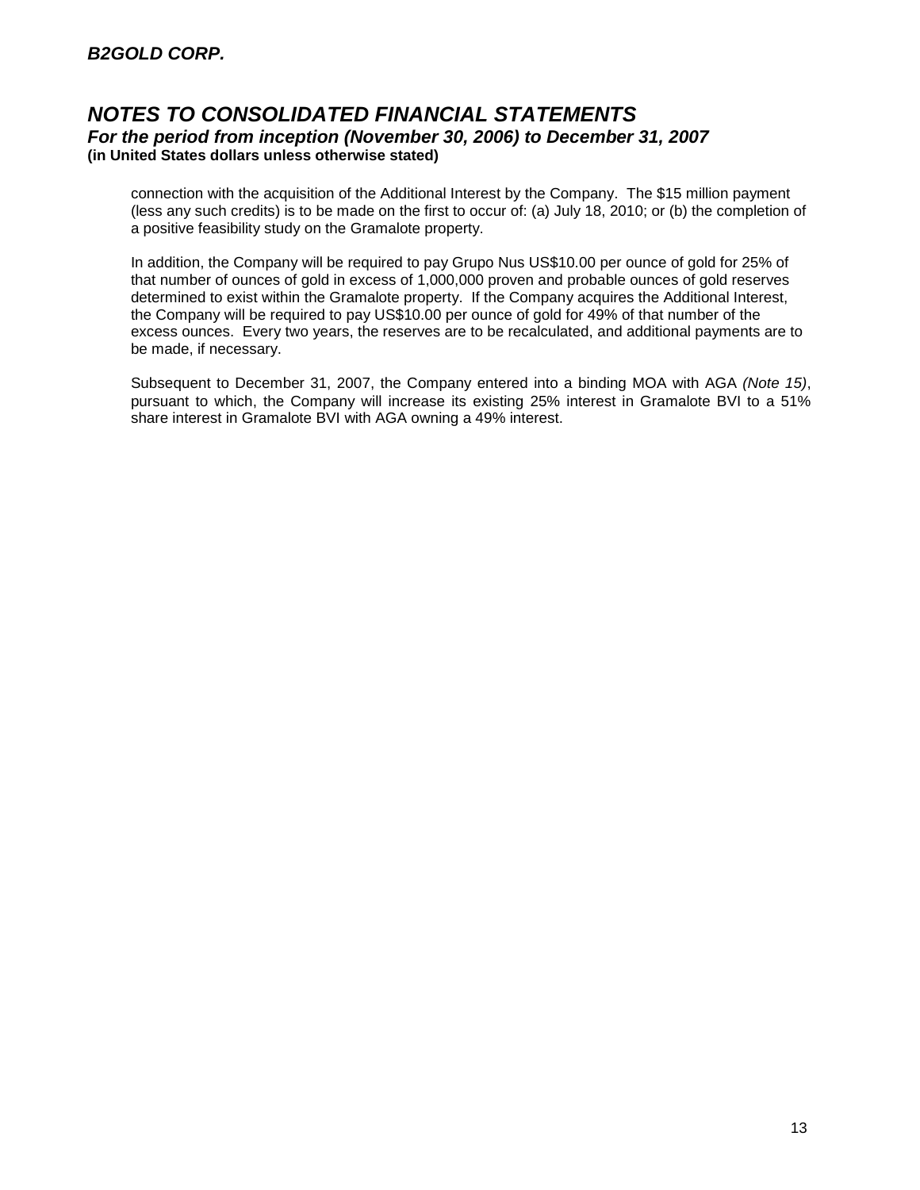connection with the acquisition of the Additional Interest by the Company. The $15 million payment (less any such credits) is to be made on the first to occur of: (a) July 18, 2010; or (b) the completion of a positive feasibility study on the Gramalote property.

In addition, the Company will be required to pay Grupo Nus US$10.00 per ounce of gold for 25% of that number of ounces of gold in excess of 1,000,000 proven and probable ounces of gold reserves determined to exist within the Gramalote property. If the Company acquires the Additional Interest, the Company will be required to pay US$10.00 per ounce of gold for 49% of that number of the excess ounces. Every two years, the reserves are to be recalculated, and additional payments are to be made, if necessary.

Subsequent to December 31, 2007, the Company entered into a binding MOA with AGA *(Note 15)*, pursuant to which, the Company will increase its existing 25% interest in Gramalote BVI to a 51% share interest in Gramalote BVI with AGA owning a 49% interest.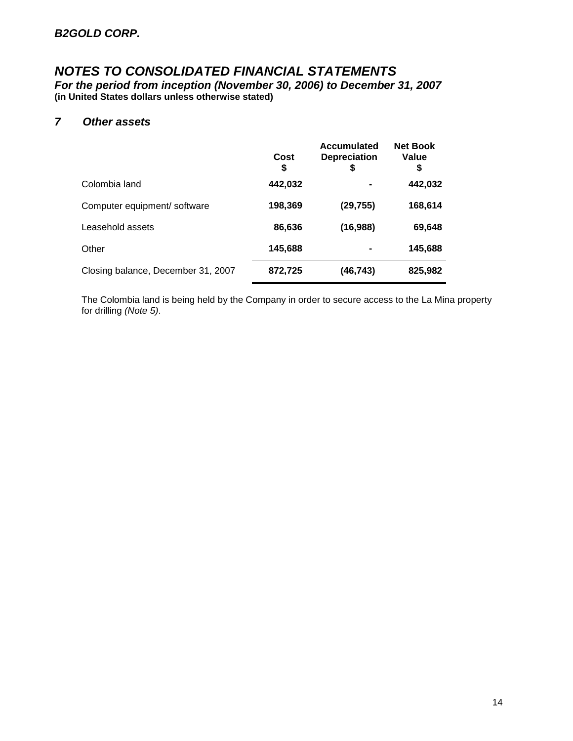## *7 Other assets*

| | Cost<br>$ | Accumulated Depreciation<br>$ | Net Book Value<br>$ |
|---|---|---|---|
| Colombia land | **442,032** | **-** | **442,032** |
| Computer equipment/ software | **198,369** | **(29,755)** | **168,614** |
| Leasehold assets | **86,636** | **(16,988)** | **69,648** |
| Other | **145,688** | **-** | **145,688** |
| Closing balance, December 31, 2007 | **872,725** | **(46,743)** | **825,982** |

The Colombia land is being held by the Company in order to secure access to the La Mina property for drilling *(Note 5)*.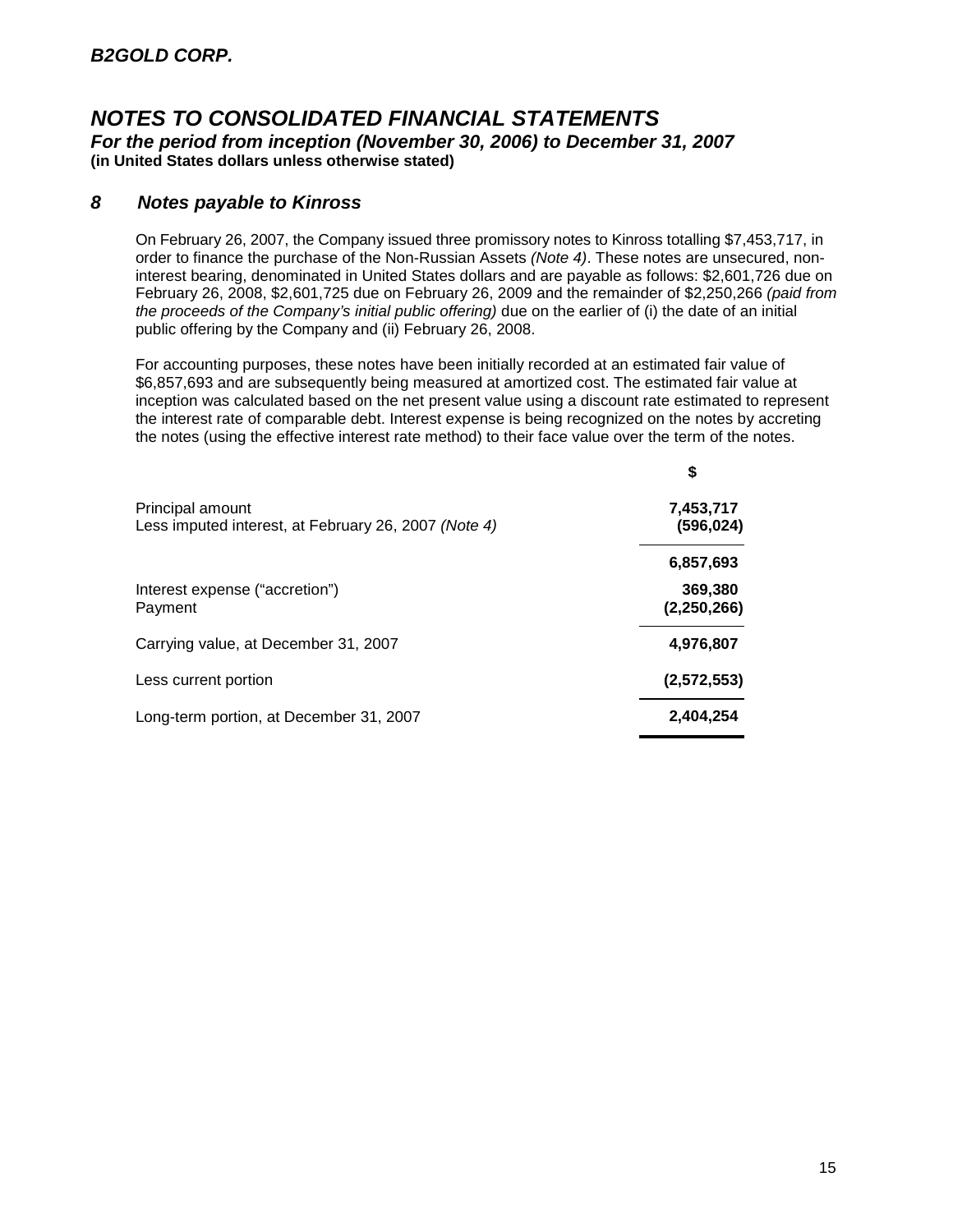## 8 Notes payable to Kinross

On February 26, 2007, the Company issued three promissory notes to Kinross totalling $7,453,717, in order to finance the purchase of the Non-Russian Assets *(Note 4)*. These notes are unsecured, non-interest bearing, denominated in United States dollars and are payable as follows: $2,601,726 due on February 26, 2008, $2,601,725 due on February 26, 2009 and the remainder of $2,250,266 *(paid from the proceeds of the Company's initial public offering)* due on the earlier of (i) the date of an initial public offering by the Company and (ii) February 26, 2008.

For accounting purposes, these notes have been initially recorded at an estimated fair value of $6,857,693 and are subsequently being measured at amortized cost. The estimated fair value at inception was calculated based on the net present value using a discount rate estimated to represent the interest rate of comparable debt. Interest expense is being recognized on the notes by accreting the notes (using the effective interest rate method) to their face value over the term of the notes.

| | $ |
|---|---|
| Principal amount | **7,453,717** |
| Less imputed interest, at February 26, 2007 *(Note 4)* | **(596,024)** |
| | **6,857,693** |
| Interest expense ("accretion") | **369,380** |
| Payment | **(2,250,266)** |
| Carrying value, at December 31, 2007 | **4,976,807** |
| Less current portion | **(2,572,553)** |
| Long-term portion, at December 31, 2007 | **2,404,254** |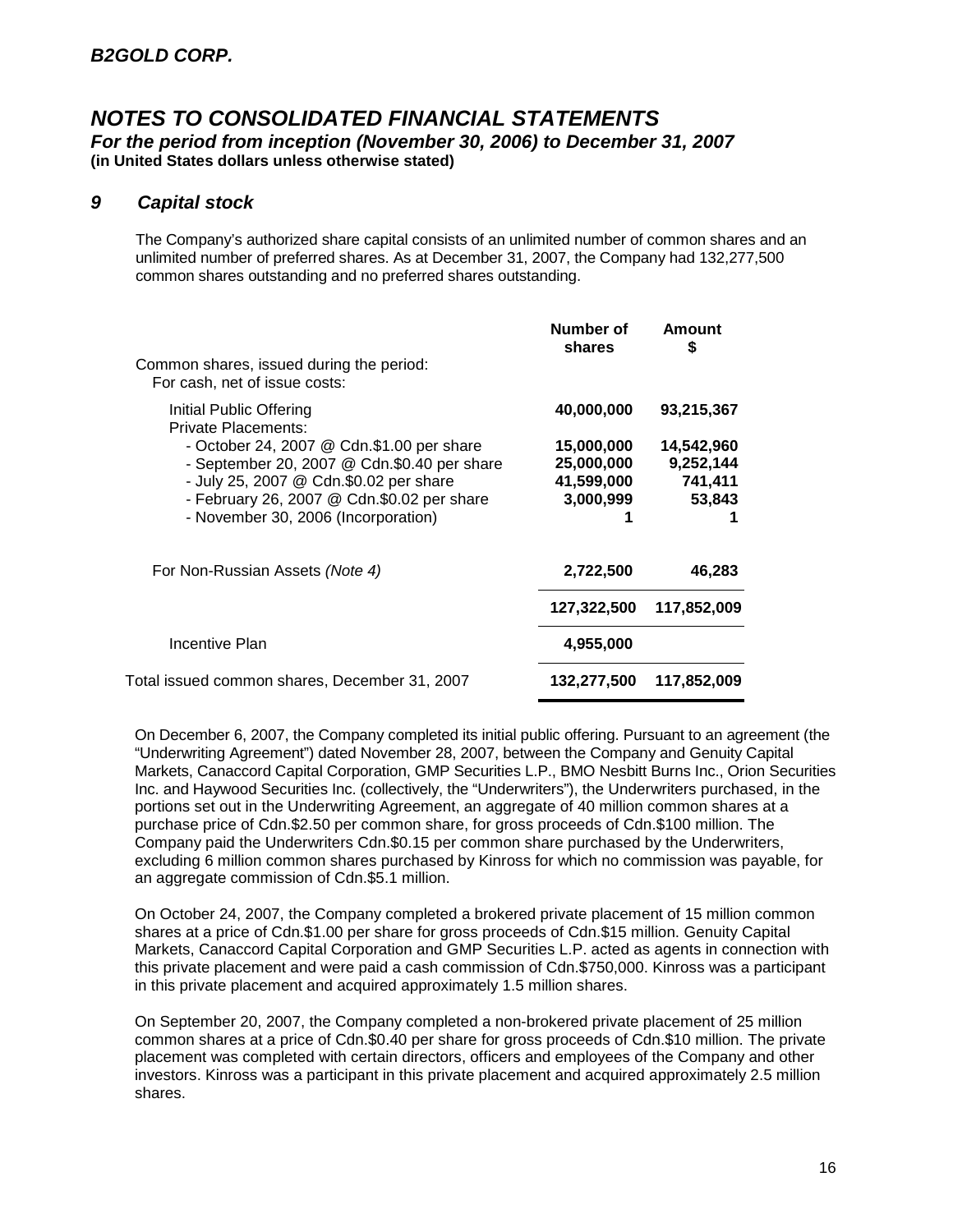## NOTES TO CONSOLIDATED FINANCIAL STATEMENTS

***For the period from inception (November 30, 2006) to December 31, 2007***

**(in United States dollars unless otherwise stated)**

### *9 Capital stock*

The Company's authorized share capital consists of an unlimited number of common shares and an unlimited number of preferred shares. As at December 31, 2007, the Company had 132,277,500 common shares outstanding and no preferred shares outstanding.

| | Number of shares | Amount $ |
|---|---|---|
| Common shares, issued during the period: | | |
| For cash, net of issue costs: | | |
| Initial Public Offering | **40,000,000** | **93,215,367** |
| Private Placements: | | |
| - October 24, 2007 @ Cdn.$1.00 per share | **15,000,000** | **14,542,960** |
| - September 20, 2007 @ Cdn.$0.40 per share | **25,000,000** | **9,252,144** |
| - July 25, 2007 @ Cdn.$0.02 per share | **41,599,000** | **741,411** |
| - February 26, 2007 @ Cdn.$0.02 per share | **3,000,999** | **53,843** |
| - November 30, 2006 (Incorporation) | **1** | **1** |
| For Non-Russian Assets *(Note 4)* | **2,722,500** | **46,283** |
| | **127,322,500** | **117,852,009** |
| Incentive Plan | **4,955,000** | |
| Total issued common shares, December 31, 2007 | **132,277,500** | **117,852,009** |

On December 6, 2007, the Company completed its initial public offering. Pursuant to an agreement (the "Underwriting Agreement") dated November 28, 2007, between the Company and Genuity Capital Markets, Canaccord Capital Corporation, GMP Securities L.P., BMO Nesbitt Burns Inc., Orion Securities Inc. and Haywood Securities Inc. (collectively, the "Underwriters"), the Underwriters purchased, in the portions set out in the Underwriting Agreement, an aggregate of 40 million common shares at a purchase price of Cdn.$2.50 per common share, for gross proceeds of Cdn.$100 million. The Company paid the Underwriters Cdn.$0.15 per common share purchased by the Underwriters, excluding 6 million common shares purchased by Kinross for which no commission was payable, for an aggregate commission of Cdn.$5.1 million.

On October 24, 2007, the Company completed a brokered private placement of 15 million common shares at a price of Cdn.$1.00 per share for gross proceeds of Cdn.$15 million. Genuity Capital Markets, Canaccord Capital Corporation and GMP Securities L.P. acted as agents in connection with this private placement and were paid a cash commission of Cdn.$750,000. Kinross was a participant in this private placement and acquired approximately 1.5 million shares.

On September 20, 2007, the Company completed a non-brokered private placement of 25 million common shares at a price of Cdn.$0.40 per share for gross proceeds of Cdn.$10 million. The private placement was completed with certain directors, officers and employees of the Company and other investors. Kinross was a participant in this private placement and acquired approximately 2.5 million shares.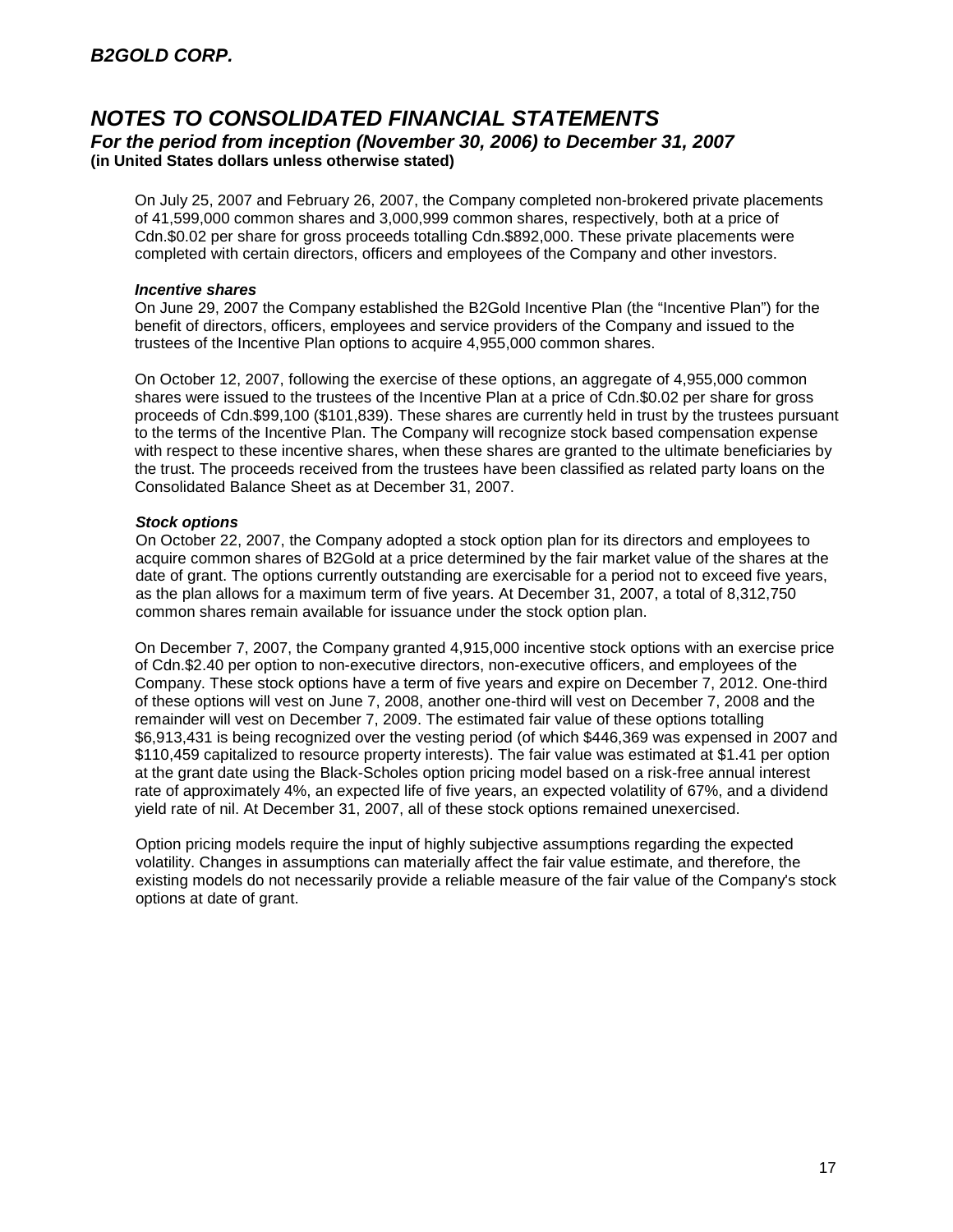On July 25, 2007 and February 26, 2007, the Company completed non-brokered private placements of 41,599,000 common shares and 3,000,999 common shares, respectively, both at a price of Cdn.$0.02 per share for gross proceeds totalling Cdn.$892,000. These private placements were completed with certain directors, officers and employees of the Company and other investors.

***Incentive shares***

On June 29, 2007 the Company established the B2Gold Incentive Plan (the "Incentive Plan") for the benefit of directors, officers, employees and service providers of the Company and issued to the trustees of the Incentive Plan options to acquire 4,955,000 common shares.

On October 12, 2007, following the exercise of these options, an aggregate of 4,955,000 common shares were issued to the trustees of the Incentive Plan at a price of Cdn.$0.02 per share for gross proceeds of Cdn.$99,100 ($101,839). These shares are currently held in trust by the trustees pursuant to the terms of the Incentive Plan. The Company will recognize stock based compensation expense with respect to these incentive shares, when these shares are granted to the ultimate beneficiaries by the trust. The proceeds received from the trustees have been classified as related party loans on the Consolidated Balance Sheet as at December 31, 2007.

***Stock options***

On October 22, 2007, the Company adopted a stock option plan for its directors and employees to acquire common shares of B2Gold at a price determined by the fair market value of the shares at the date of grant. The options currently outstanding are exercisable for a period not to exceed five years, as the plan allows for a maximum term of five years. At December 31, 2007, a total of 8,312,750 common shares remain available for issuance under the stock option plan.

On December 7, 2007, the Company granted 4,915,000 incentive stock options with an exercise price of Cdn.$2.40 per option to non-executive directors, non-executive officers, and employees of the Company. These stock options have a term of five years and expire on December 7, 2012. One-third of these options will vest on June 7, 2008, another one-third will vest on December 7, 2008 and the remainder will vest on December 7, 2009. The estimated fair value of these options totalling $6,913,431 is being recognized over the vesting period (of which $446,369 was expensed in 2007 and $110,459 capitalized to resource property interests). The fair value was estimated at $1.41 per option at the grant date using the Black-Scholes option pricing model based on a risk-free annual interest rate of approximately 4%, an expected life of five years, an expected volatility of 67%, and a dividend yield rate of nil. At December 31, 2007, all of these stock options remained unexercised.

Option pricing models require the input of highly subjective assumptions regarding the expected volatility. Changes in assumptions can materially affect the fair value estimate, and therefore, the existing models do not necessarily provide a reliable measure of the fair value of the Company's stock options at date of grant.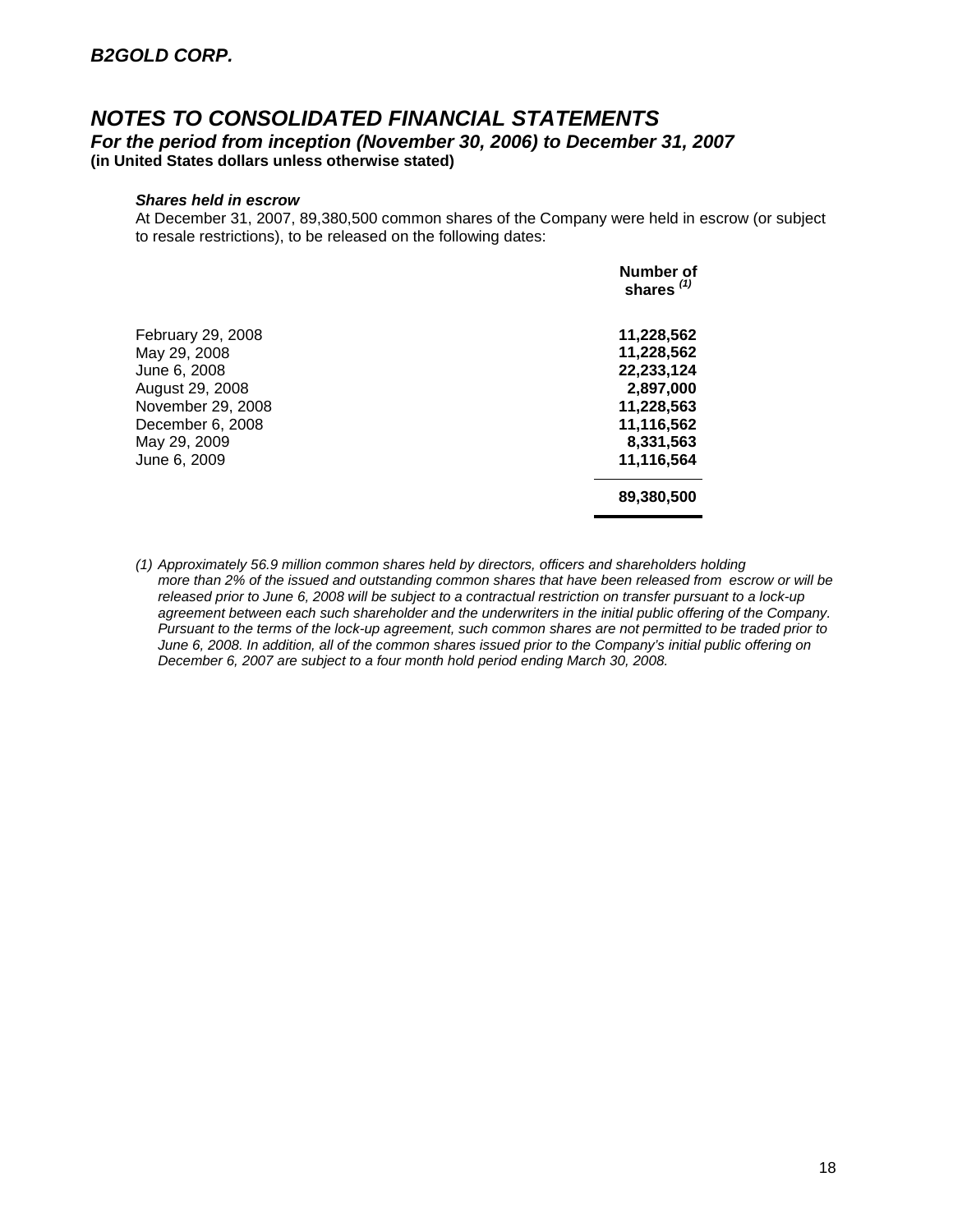### *Shares held in escrow*

At December 31, 2007, 89,380,500 common shares of the Company were held in escrow (or subject to resale restrictions), to be released on the following dates:

| | Number of shares [(1)] |
|---|---|
| February 29, 2008 | **11,228,562** |
| May 29, 2008 | **11,228,562** |
| June 6, 2008 | **22,233,124** |
| August 29, 2008 | **2,897,000** |
| November 29, 2008 | **11,228,563** |
| December 6, 2008 | **11,116,562** |
| May 29, 2009 | **8,331,563** |
| June 6, 2009 | **11,116,564** |
| | **89,380,500** |

*(1) Approximately 56.9 million common shares held by directors, officers and shareholders holding more than 2% of the issued and outstanding common shares that have been released from escrow or will be released prior to June 6, 2008 will be subject to a contractual restriction on transfer pursuant to a lock-up agreement between each such shareholder and the underwriters in the initial public offering of the Company. Pursuant to the terms of the lock-up agreement, such common shares are not permitted to be traded prior to June 6, 2008. In addition, all of the common shares issued prior to the Company's initial public offering on December 6, 2007 are subject to a four month hold period ending March 30, 2008.*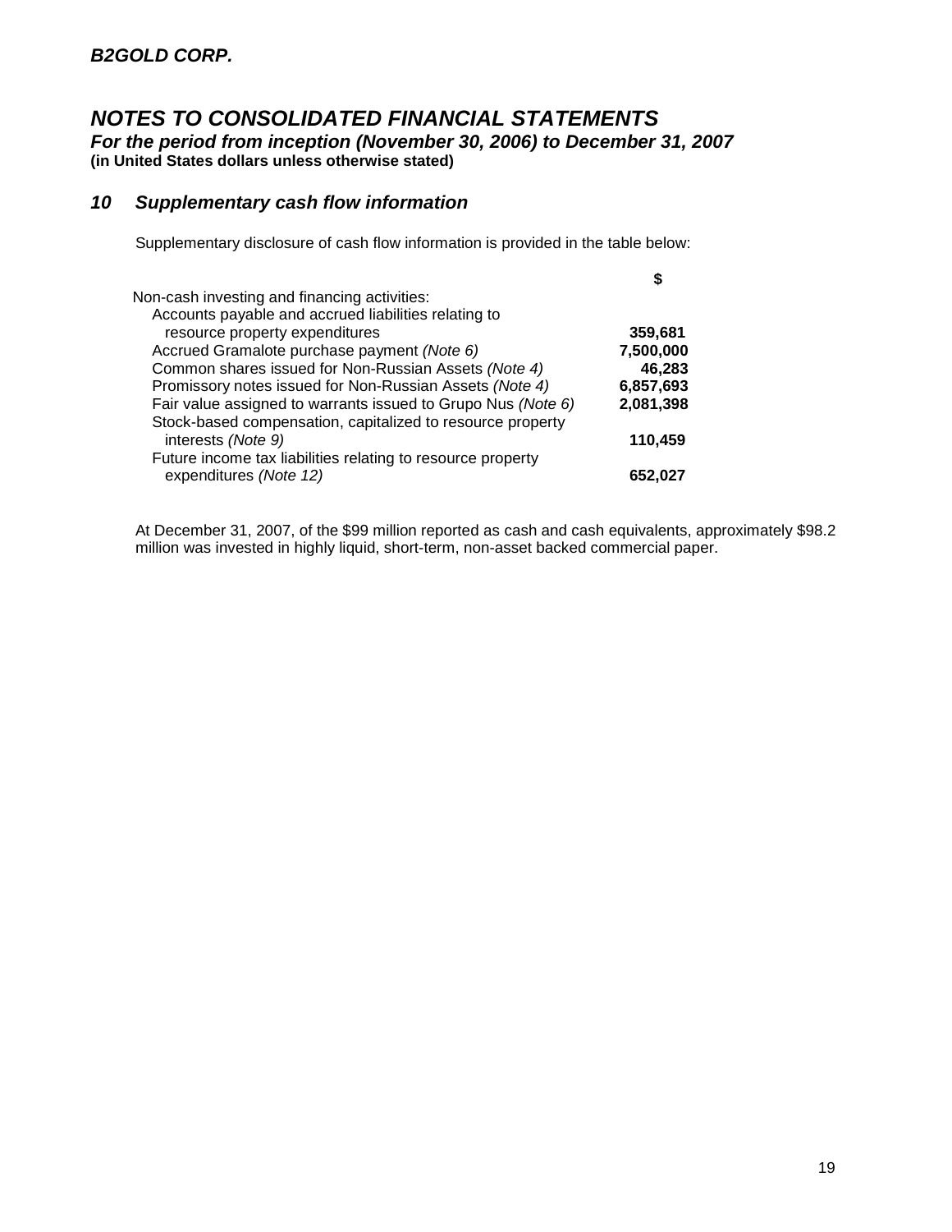## NOTES TO CONSOLIDATED FINANCIAL STATEMENTS

***For the period from inception (November 30, 2006) to December 31, 2007***

**(in United States dollars unless otherwise stated)**

### 10 Supplementary cash flow information

Supplementary disclosure of cash flow information is provided in the table below:

| | $ |
|---|---|
| Non-cash investing and financing activities: | |
| Accounts payable and accrued liabilities relating to resource property expenditures | **359,681** |
| Accrued Gramalote purchase payment *(Note 6)* | **7,500,000** |
| Common shares issued for Non-Russian Assets *(Note 4)* | **46,283** |
| Promissory notes issued for Non-Russian Assets *(Note 4)* | **6,857,693** |
| Fair value assigned to warrants issued to Grupo Nus *(Note 6)* | **2,081,398** |
| Stock-based compensation, capitalized to resource property interests *(Note 9)* | **110,459** |
| Future income tax liabilities relating to resource property expenditures *(Note 12)* | **652,027** |

At December 31, 2007, of the $99 million reported as cash and cash equivalents, approximately $98.2 million was invested in highly liquid, short-term, non-asset backed commercial paper.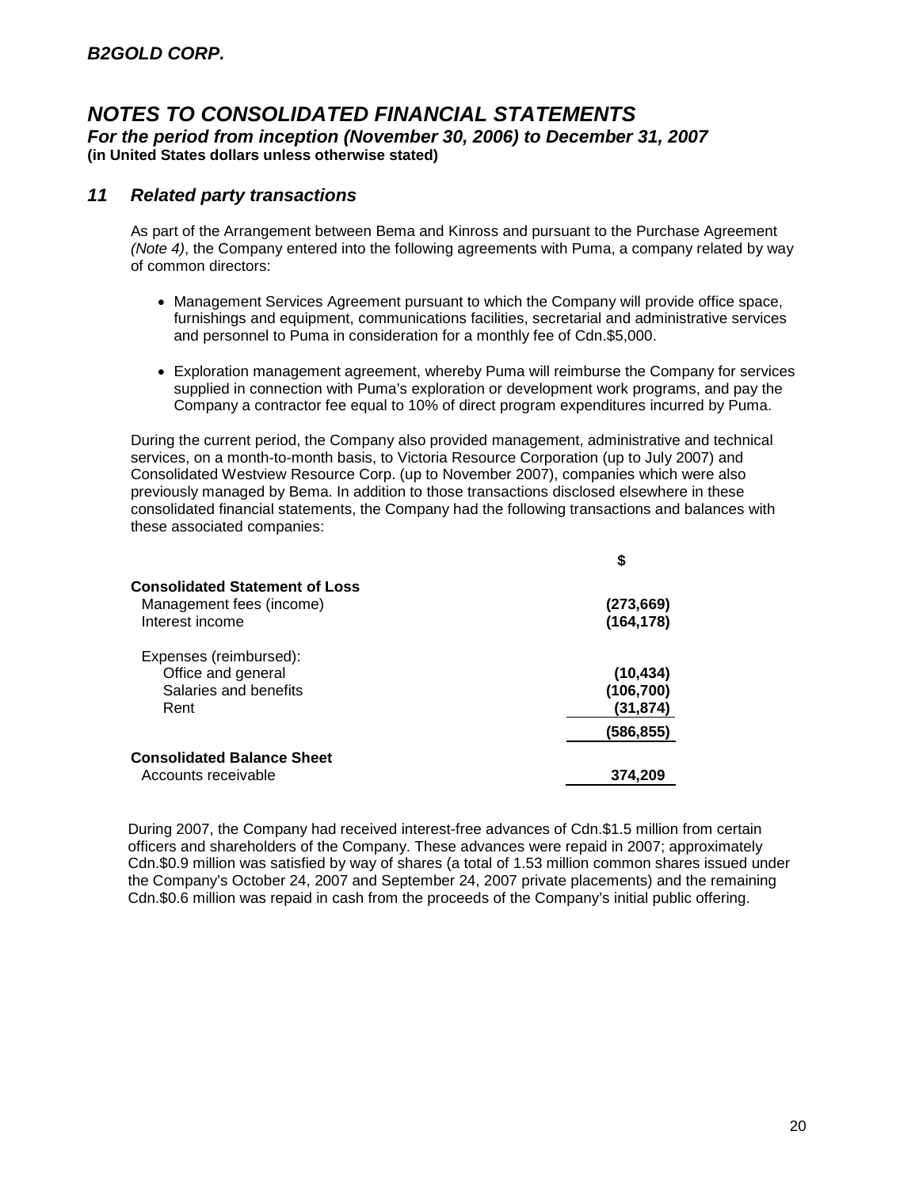## 11 *Related party transactions*

As part of the Arrangement between Bema and Kinross and pursuant to the Purchase Agreement *(Note 4)*, the Company entered into the following agreements with Puma, a company related by way of common directors:

- Management Services Agreement pursuant to which the Company will provide office space, furnishings and equipment, communications facilities, secretarial and administrative services and personnel to Puma in consideration for a monthly fee of Cdn.$5,000.
- Exploration management agreement, whereby Puma will reimburse the Company for services supplied in connection with Puma's exploration or development work programs, and pay the Company a contractor fee equal to 10% of direct program expenditures incurred by Puma.

During the current period, the Company also provided management, administrative and technical services, on a month-to-month basis, to Victoria Resource Corporation (up to July 2007) and Consolidated Westview Resource Corp. (up to November 2007), companies which were also previously managed by Bema. In addition to those transactions disclosed elsewhere in these consolidated financial statements, the Company had the following transactions and balances with these associated companies:

| | $ |
|---|---|
| **Consolidated Statement of Loss** | |
| Management fees (income) | **(273,669)** |
| Interest income | **(164,178)** |
| Expenses (reimbursed): | |
| Office and general | **(10,434)** |
| Salaries and benefits | **(106,700)** |
| Rent | **(31,874)** |
| | **(586,855)** |
| **Consolidated Balance Sheet** | |
| Accounts receivable | **374,209** |

During 2007, the Company had received interest-free advances of Cdn.$1.5 million from certain officers and shareholders of the Company. These advances were repaid in 2007; approximately Cdn.$0.9 million was satisfied by way of shares (a total of 1.53 million common shares issued under the Company's October 24, 2007 and September 24, 2007 private placements) and the remaining Cdn.$0.6 million was repaid in cash from the proceeds of the Company's initial public offering.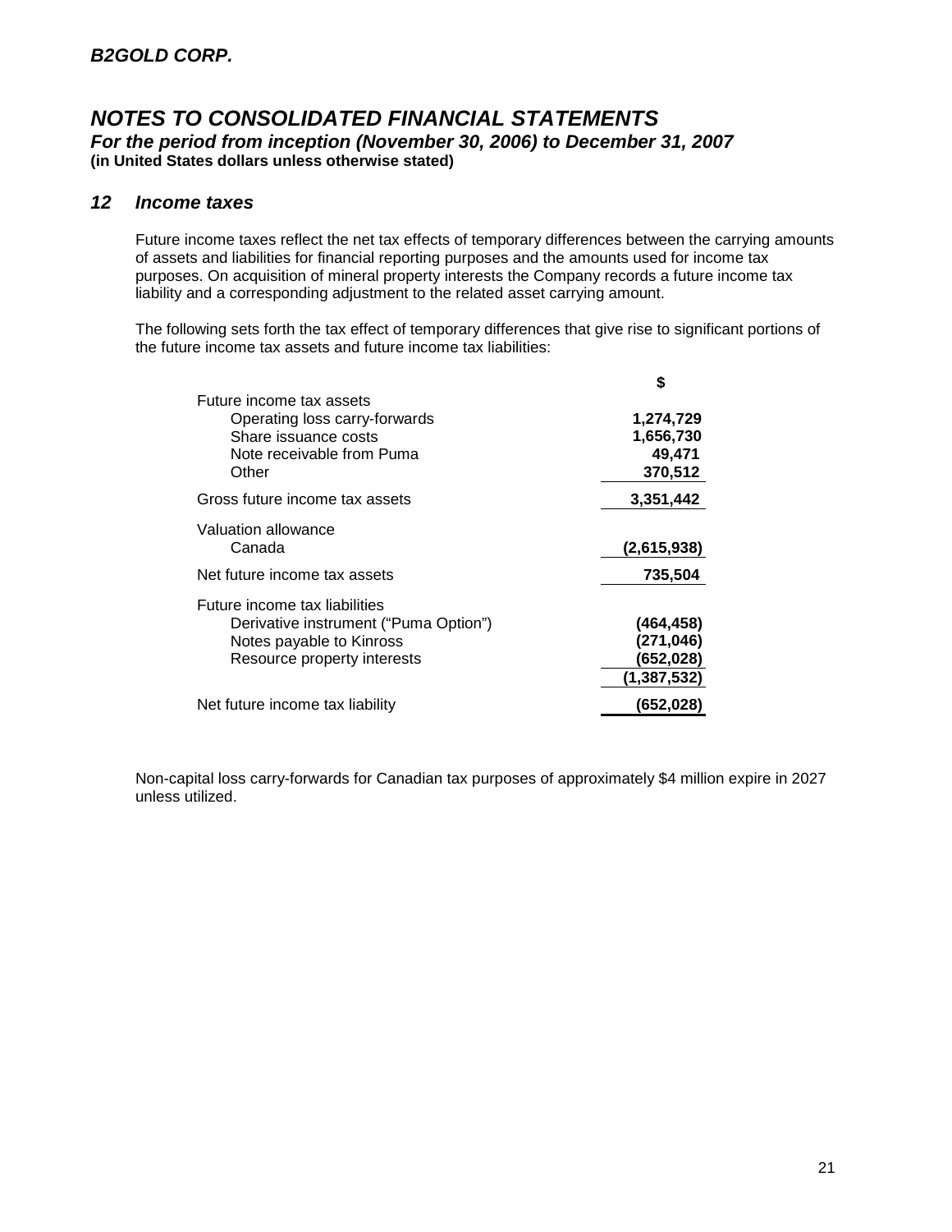# B2GOLD CORP.

## NOTES TO CONSOLIDATED FINANCIAL STATEMENTS

***For the period from inception (November 30, 2006) to December 31, 2007***

**(in United States dollars unless otherwise stated)**

### 12 Income taxes

Future income taxes reflect the net tax effects of temporary differences between the carrying amounts of assets and liabilities for financial reporting purposes and the amounts used for income tax purposes. On acquisition of mineral property interests the Company records a future income tax liability and a corresponding adjustment to the related asset carrying amount.

The following sets forth the tax effect of temporary differences that give rise to significant portions of the future income tax assets and future income tax liabilities:

| | $ |
|---|---|
| Future income tax assets | |
| Operating loss carry-forwards | 1,274,729 |
| Share issuance costs | 1,656,730 |
| Note receivable from Puma | 49,471 |
| Other | 370,512 |
| Gross future income tax assets | 3,351,442 |
| Valuation allowance | |
| Canada | (2,615,938) |
| Net future income tax assets | 735,504 |
| Future income tax liabilities | |
| Derivative instrument ("Puma Option") | (464,458) |
| Notes payable to Kinross | (271,046) |
| Resource property interests | (652,028) |
| | (1,387,532) |
| Net future income tax liability | (652,028) |

Non-capital loss carry-forwards for Canadian tax purposes of approximately $4 million expire in 2027 unless utilized.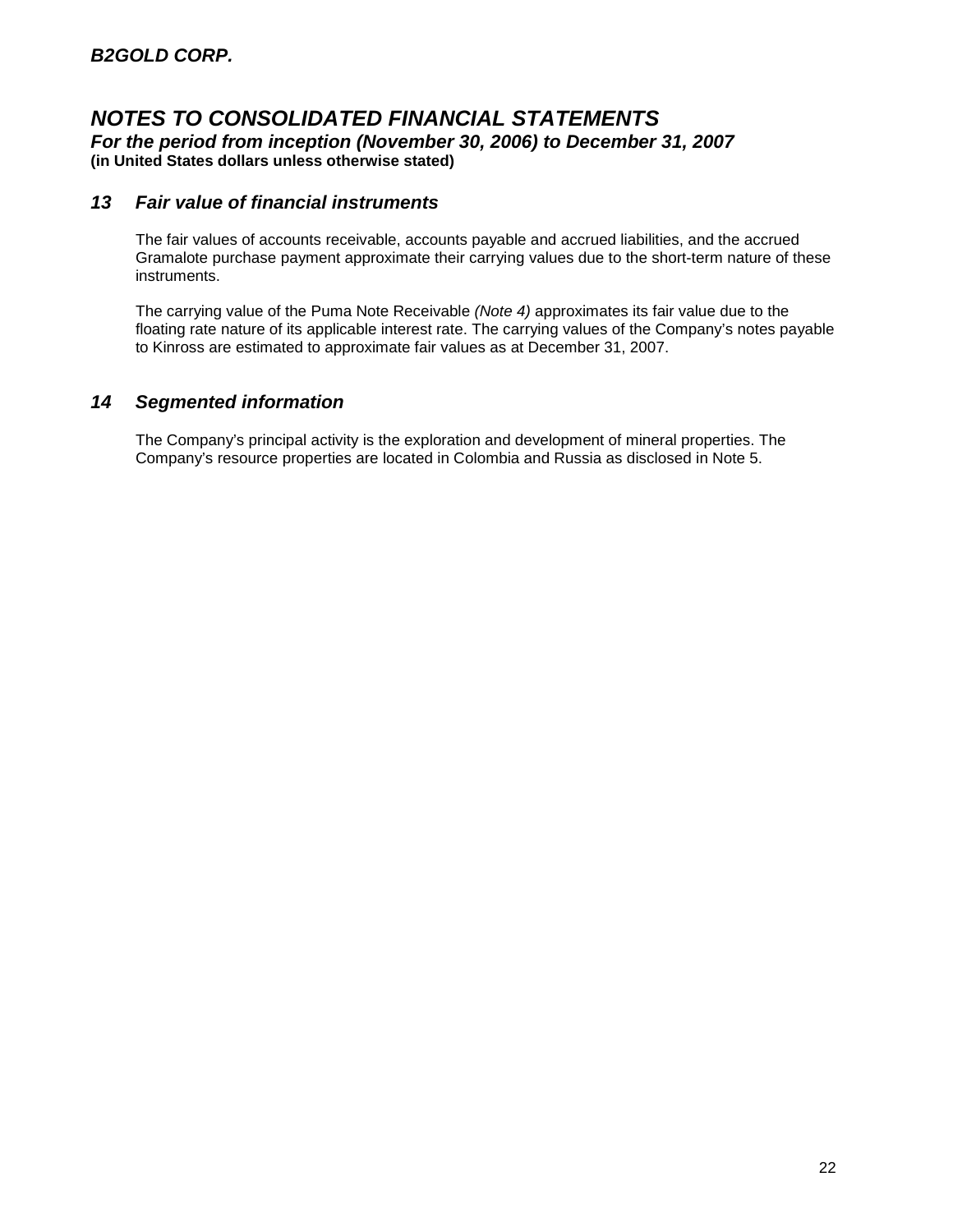## 13 Fair value of financial instruments

The fair values of accounts receivable, accounts payable and accrued liabilities, and the accrued Gramalote purchase payment approximate their carrying values due to the short-term nature of these instruments.

The carrying value of the Puma Note Receivable *(Note 4)* approximates its fair value due to the floating rate nature of its applicable interest rate. The carrying values of the Company's notes payable to Kinross are estimated to approximate fair values as at December 31, 2007.

## 14 Segmented information

The Company's principal activity is the exploration and development of mineral properties. The Company's resource properties are located in Colombia and Russia as disclosed in Note 5.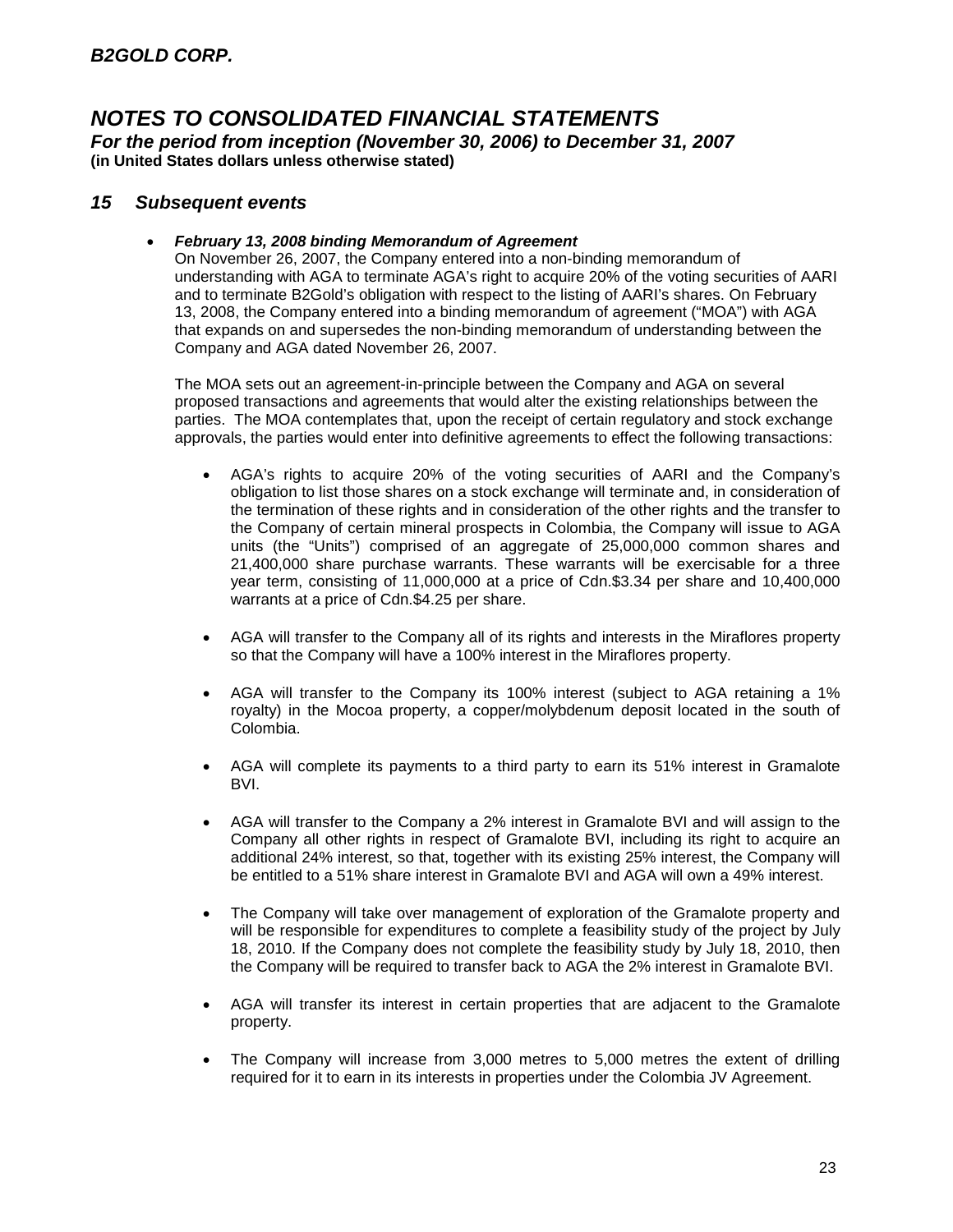## 15 Subsequent events

- ***February 13, 2008 binding Memorandum of Agreement***

  On November 26, 2007, the Company entered into a non-binding memorandum of understanding with AGA to terminate AGA's right to acquire 20% of the voting securities of AARI and to terminate B2Gold's obligation with respect to the listing of AARI's shares. On February 13, 2008, the Company entered into a binding memorandum of agreement ("MOA") with AGA that expands on and supersedes the non-binding memorandum of understanding between the Company and AGA dated November 26, 2007.

  The MOA sets out an agreement-in-principle between the Company and AGA on several proposed transactions and agreements that would alter the existing relationships between the parties. The MOA contemplates that, upon the receipt of certain regulatory and stock exchange approvals, the parties would enter into definitive agreements to effect the following transactions:

  - AGA's rights to acquire 20% of the voting securities of AARI and the Company's obligation to list those shares on a stock exchange will terminate and, in consideration of the termination of these rights and in consideration of the other rights and the transfer to the Company of certain mineral prospects in Colombia, the Company will issue to AGA units (the "Units") comprised of an aggregate of 25,000,000 common shares and 21,400,000 share purchase warrants. These warrants will be exercisable for a three year term, consisting of 11,000,000 at a price of Cdn.$3.34 per share and 10,400,000 warrants at a price of Cdn.$4.25 per share.

  - AGA will transfer to the Company all of its rights and interests in the Miraflores property so that the Company will have a 100% interest in the Miraflores property.

  - AGA will transfer to the Company its 100% interest (subject to AGA retaining a 1% royalty) in the Mocoa property, a copper/molybdenum deposit located in the south of Colombia.

  - AGA will complete its payments to a third party to earn its 51% interest in Gramalote BVI.

  - AGA will transfer to the Company a 2% interest in Gramalote BVI and will assign to the Company all other rights in respect of Gramalote BVI, including its right to acquire an additional 24% interest, so that, together with its existing 25% interest, the Company will be entitled to a 51% share interest in Gramalote BVI and AGA will own a 49% interest.

  - The Company will take over management of exploration of the Gramalote property and will be responsible for expenditures to complete a feasibility study of the project by July 18, 2010. If the Company does not complete the feasibility study by July 18, 2010, then the Company will be required to transfer back to AGA the 2% interest in Gramalote BVI.

  - AGA will transfer its interest in certain properties that are adjacent to the Gramalote property.

  - The Company will increase from 3,000 metres to 5,000 metres the extent of drilling required for it to earn in its interests in properties under the Colombia JV Agreement.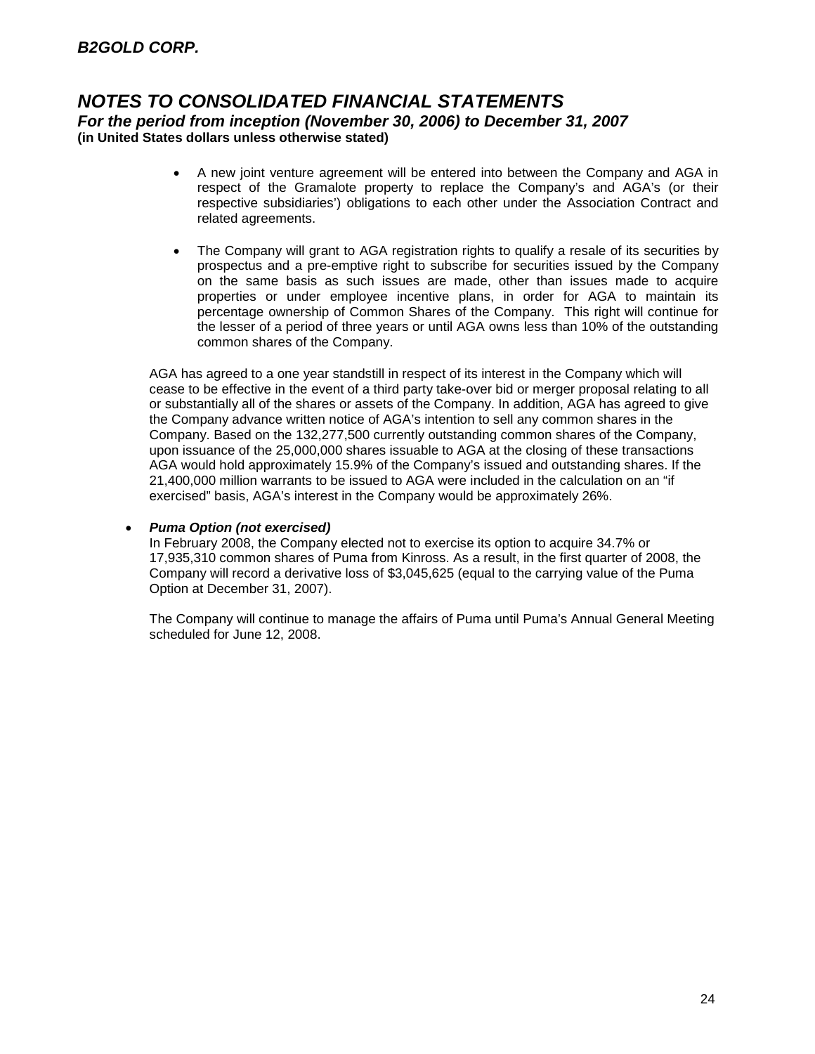- A new joint venture agreement will be entered into between the Company and AGA in respect of the Gramalote property to replace the Company's and AGA's (or their respective subsidiaries') obligations to each other under the Association Contract and related agreements.

- The Company will grant to AGA registration rights to qualify a resale of its securities by prospectus and a pre-emptive right to subscribe for securities issued by the Company on the same basis as such issues are made, other than issues made to acquire properties or under employee incentive plans, in order for AGA to maintain its percentage ownership of Common Shares of the Company. This right will continue for the lesser of a period of three years or until AGA owns less than 10% of the outstanding common shares of the Company.

AGA has agreed to a one year standstill in respect of its interest in the Company which will cease to be effective in the event of a third party take-over bid or merger proposal relating to all or substantially all of the shares or assets of the Company. In addition, AGA has agreed to give the Company advance written notice of AGA's intention to sell any common shares in the Company. Based on the 132,277,500 currently outstanding common shares of the Company, upon issuance of the 25,000,000 shares issuable to AGA at the closing of these transactions AGA would hold approximately 15.9% of the Company's issued and outstanding shares. If the 21,400,000 million warrants to be issued to AGA were included in the calculation on an "if exercised" basis, AGA's interest in the Company would be approximately 26%.

- ***Puma Option (not exercised)***

  In February 2008, the Company elected not to exercise its option to acquire 34.7% or 17,935,310 common shares of Puma from Kinross. As a result, in the first quarter of 2008, the Company will record a derivative loss of $3,045,625 (equal to the carrying value of the Puma Option at December 31, 2007).

  The Company will continue to manage the affairs of Puma until Puma's Annual General Meeting scheduled for June 12, 2008.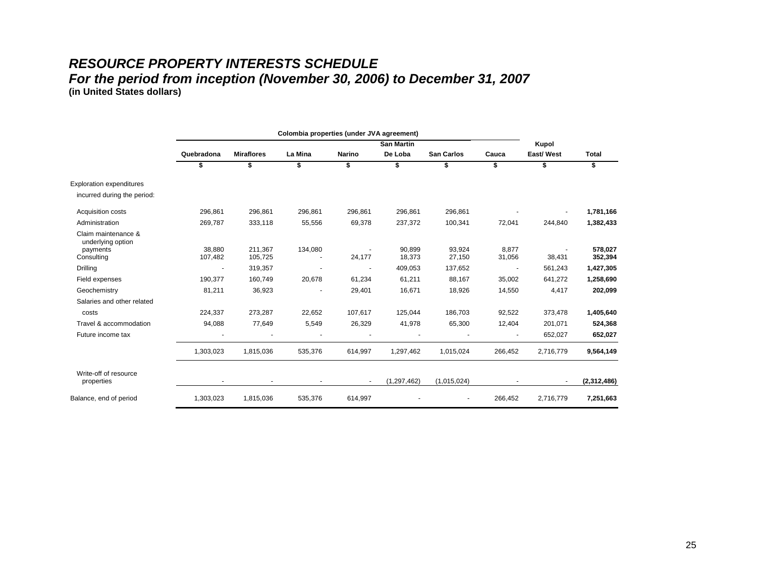## *RESOURCE PROPERTY INTERESTS SCHEDULE*

## *For the period from inception (November 30, 2006) to December 31, 2007*

**(in United States dollars)**

| | Colombia properties (under JVA agreement) | | | | | | | | |
|---|---|---|---|---|---|---|---|---|---|
| | Quebradona | Miraflores | La Mina | Narino | San Martin De Loba | San Carlos | Cauca | Kupol East/ West | Total |
| | $ | $ | $ | $ | $ | $ | $ | $ | $ |
| Exploration expenditures incurred during the period: | | | | | | | | | |
| Acquisition costs | 296,861 | 296,861 | 296,861 | 296,861 | 296,861 | 296,861 | - | - | **1,781,166** |
| Administration | 269,787 | 333,118 | 55,556 | 69,378 | 237,372 | 100,341 | 72,041 | 244,840 | **1,382,433** |
| Claim maintenance & underlying option payments | 38,880 | 211,367 | 134,080 | - | 90,899 | 93,924 | 8,877 | - | **578,027** |
| Consulting | 107,482 | 105,725 | - | 24,177 | 18,373 | 27,150 | 31,056 | 38,431 | **352,394** |
| Drilling | - | 319,357 | - | - | 409,053 | 137,652 | - | 561,243 | **1,427,305** |
| Field expenses | 190,377 | 160,749 | 20,678 | 61,234 | 61,211 | 88,167 | 35,002 | 641,272 | **1,258,690** |
| Geochemistry | 81,211 | 36,923 | - | 29,401 | 16,671 | 18,926 | 14,550 | 4,417 | **202,099** |
| Salaries and other related costs | 224,337 | 273,287 | 22,652 | 107,617 | 125,044 | 186,703 | 92,522 | 373,478 | **1,405,640** |
| Travel & accommodation | 94,088 | 77,649 | 5,549 | 26,329 | 41,978 | 65,300 | 12,404 | 201,071 | **524,368** |
| Future income tax | - | - | - | - | - | - | - | 652,027 | **652,027** |
| | 1,303,023 | 1,815,036 | 535,376 | 614,997 | 1,297,462 | 1,015,024 | 266,452 | 2,716,779 | **9,564,149** |
| Write-off of resource properties | - | - | - | - | (1,297,462) | (1,015,024) | - | - | **(2,312,486)** |
| Balance, end of period | 1,303,023 | 1,815,036 | 535,376 | 614,997 | - | - | 266,452 | 2,716,779 | **7,251,663** |